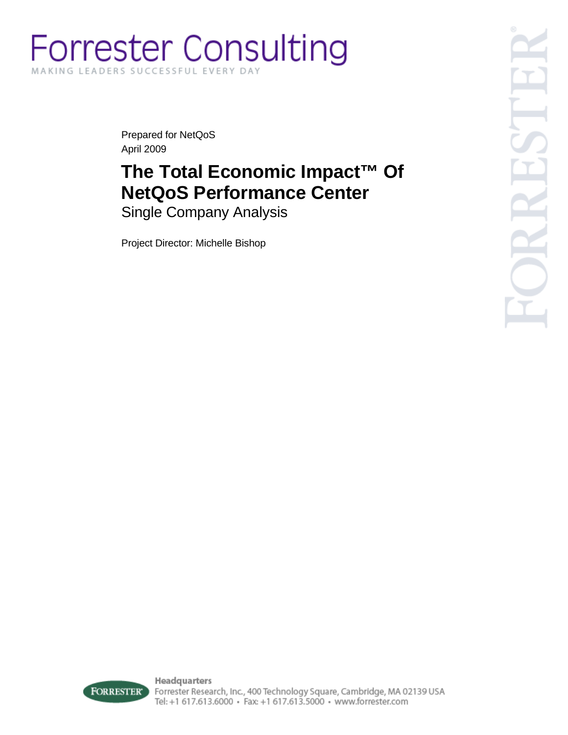Forrester Consulting

MAKING LEADERS SUCCESSFUL EVERY DAY

Prepared for NetQoS
April 2009

# The Total Economic Impact™ Of NetQoS Performance Center

Single Company Analysis

Project Director: Michelle Bishop

**Headquarters**
Forrester Research, Inc., 400 Technology Square, Cambridge, MA 02139 USA
Tel: +1 617.613.6000 • Fax: +1 617.613.5000 • www.forrester.com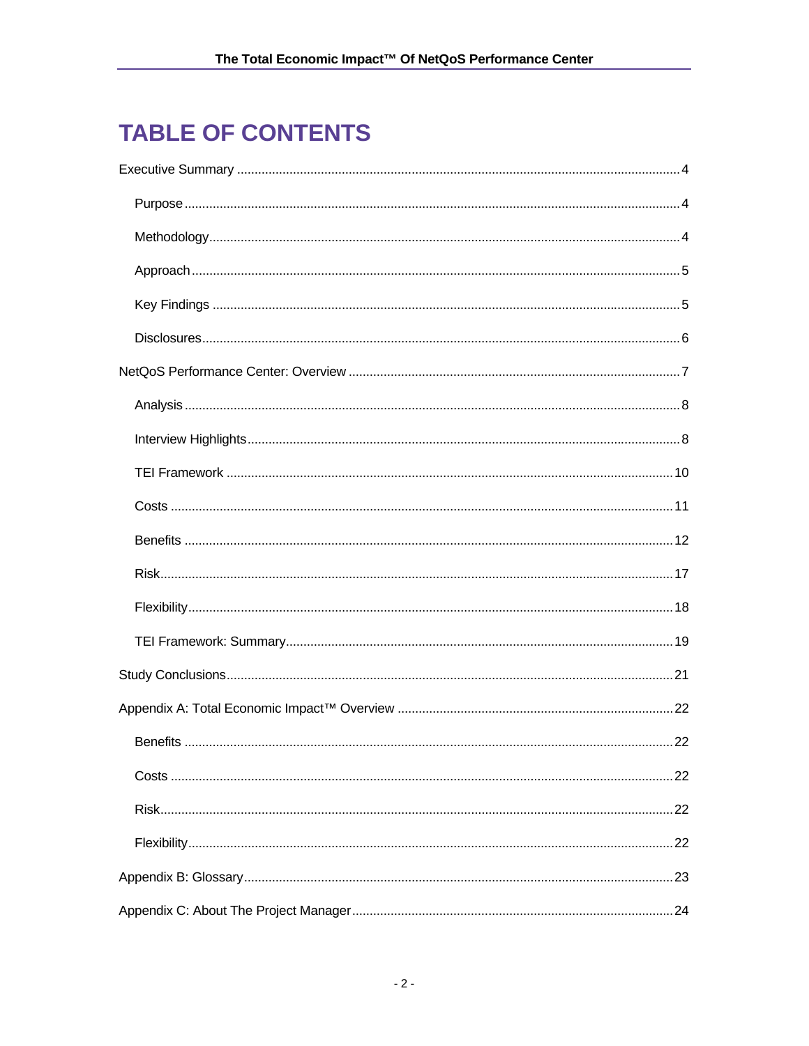# TABLE OF CONTENTS

Executive Summary .................................................. 4

- Purpose .................................................. 4
- Methodology .................................................. 4
- Approach .................................................. 5
- Key Findings .................................................. 5
- Disclosures .................................................. 6

NetQoS Performance Center: Overview .................................................. 7

- Analysis .................................................. 8
- Interview Highlights .................................................. 8
- TEI Framework .................................................. 10
- Costs .................................................. 11
- Benefits .................................................. 12
- Risk .................................................. 17
- Flexibility .................................................. 18
- TEI Framework: Summary .................................................. 19

Study Conclusions .................................................. 21

Appendix A: Total Economic Impact™ Overview .................................................. 22

- Benefits .................................................. 22
- Costs .................................................. 22
- Risk .................................................. 22
- Flexibility .................................................. 22

Appendix B: Glossary .................................................. 23

Appendix C: About The Project Manager .................................................. 24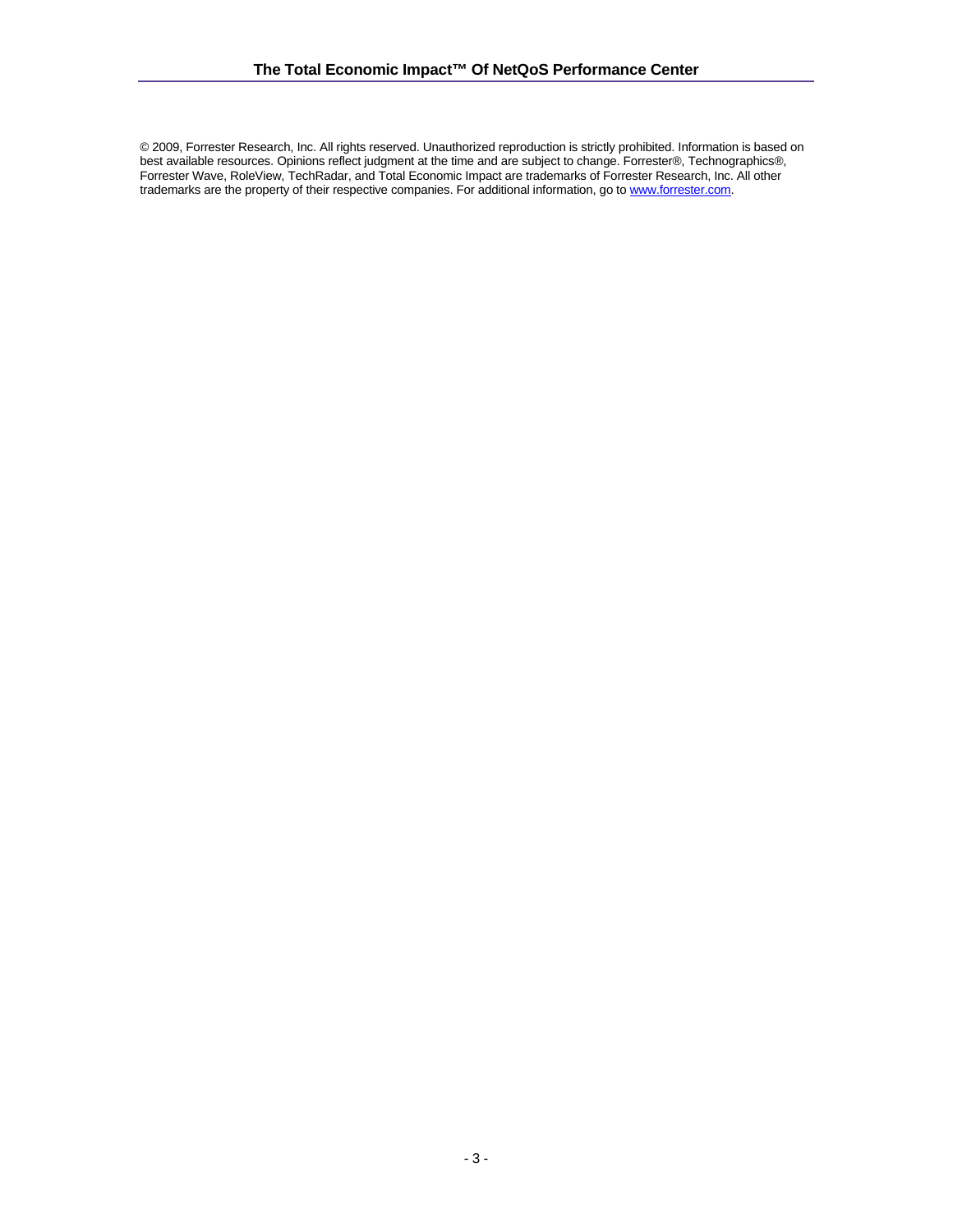© 2009, Forrester Research, Inc. All rights reserved. Unauthorized reproduction is strictly prohibited. Information is based on best available resources. Opinions reflect judgment at the time and are subject to change. Forrester®, Technographics®, Forrester Wave, RoleView, TechRadar, and Total Economic Impact are trademarks of Forrester Research, Inc. All other trademarks are the property of their respective companies. For additional information, go to [www.forrester.com](http://www.forrester.com).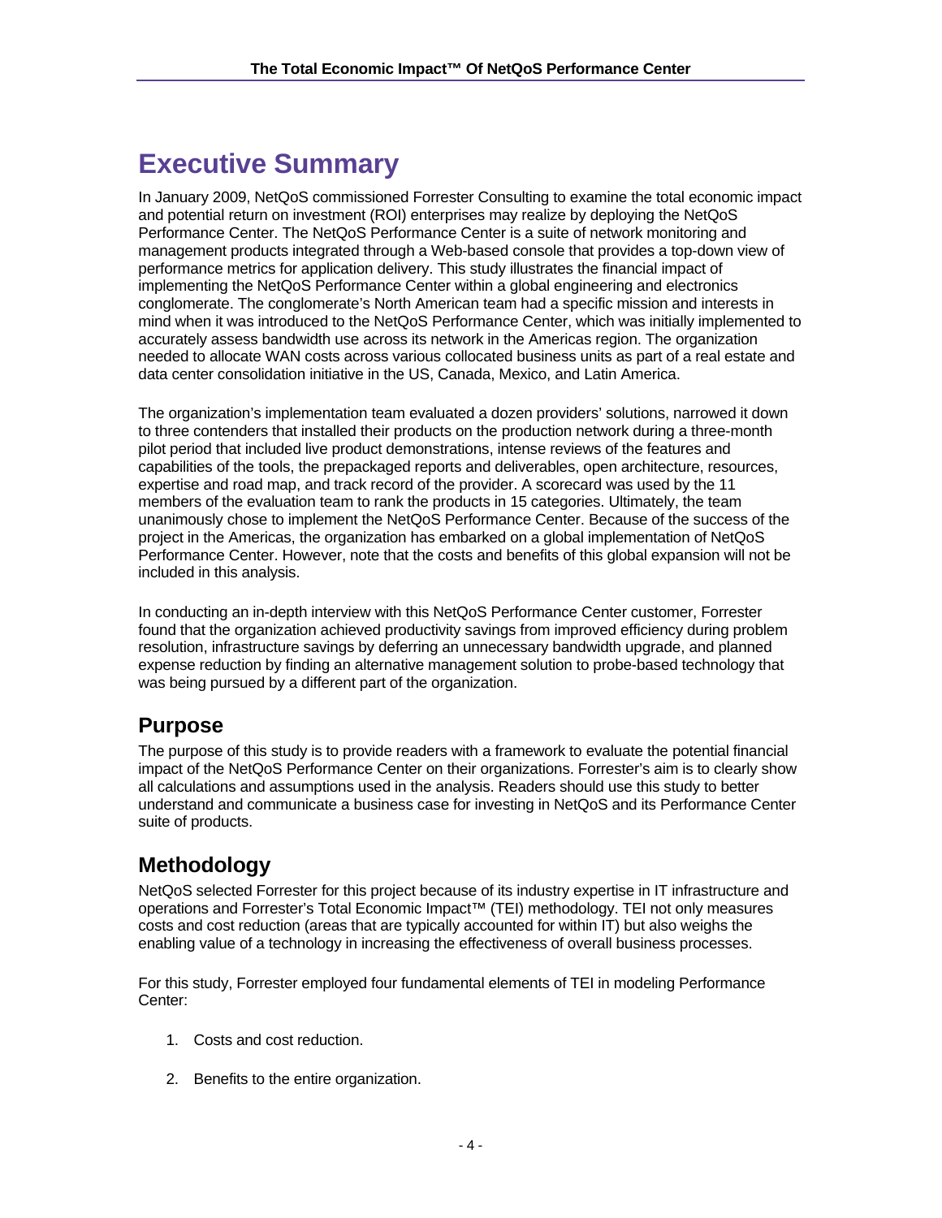# Executive Summary

In January 2009, NetQoS commissioned Forrester Consulting to examine the total economic impact and potential return on investment (ROI) enterprises may realize by deploying the NetQoS Performance Center. The NetQoS Performance Center is a suite of network monitoring and management products integrated through a Web-based console that provides a top-down view of performance metrics for application delivery. This study illustrates the financial impact of implementing the NetQoS Performance Center within a global engineering and electronics conglomerate. The conglomerate's North American team had a specific mission and interests in mind when it was introduced to the NetQoS Performance Center, which was initially implemented to accurately assess bandwidth use across its network in the Americas region. The organization needed to allocate WAN costs across various collocated business units as part of a real estate and data center consolidation initiative in the US, Canada, Mexico, and Latin America.

The organization's implementation team evaluated a dozen providers' solutions, narrowed it down to three contenders that installed their products on the production network during a three-month pilot period that included live product demonstrations, intense reviews of the features and capabilities of the tools, the prepackaged reports and deliverables, open architecture, resources, expertise and road map, and track record of the provider. A scorecard was used by the 11 members of the evaluation team to rank the products in 15 categories. Ultimately, the team unanimously chose to implement the NetQoS Performance Center. Because of the success of the project in the Americas, the organization has embarked on a global implementation of NetQoS Performance Center. However, note that the costs and benefits of this global expansion will not be included in this analysis.

In conducting an in-depth interview with this NetQoS Performance Center customer, Forrester found that the organization achieved productivity savings from improved efficiency during problem resolution, infrastructure savings by deferring an unnecessary bandwidth upgrade, and planned expense reduction by finding an alternative management solution to probe-based technology that was being pursued by a different part of the organization.

## Purpose

The purpose of this study is to provide readers with a framework to evaluate the potential financial impact of the NetQoS Performance Center on their organizations. Forrester's aim is to clearly show all calculations and assumptions used in the analysis. Readers should use this study to better understand and communicate a business case for investing in NetQoS and its Performance Center suite of products.

## Methodology

NetQoS selected Forrester for this project because of its industry expertise in IT infrastructure and operations and Forrester's Total Economic Impact™ (TEI) methodology. TEI not only measures costs and cost reduction (areas that are typically accounted for within IT) but also weighs the enabling value of a technology in increasing the effectiveness of overall business processes.

For this study, Forrester employed four fundamental elements of TEI in modeling Performance Center:

1. Costs and cost reduction.

2. Benefits to the entire organization.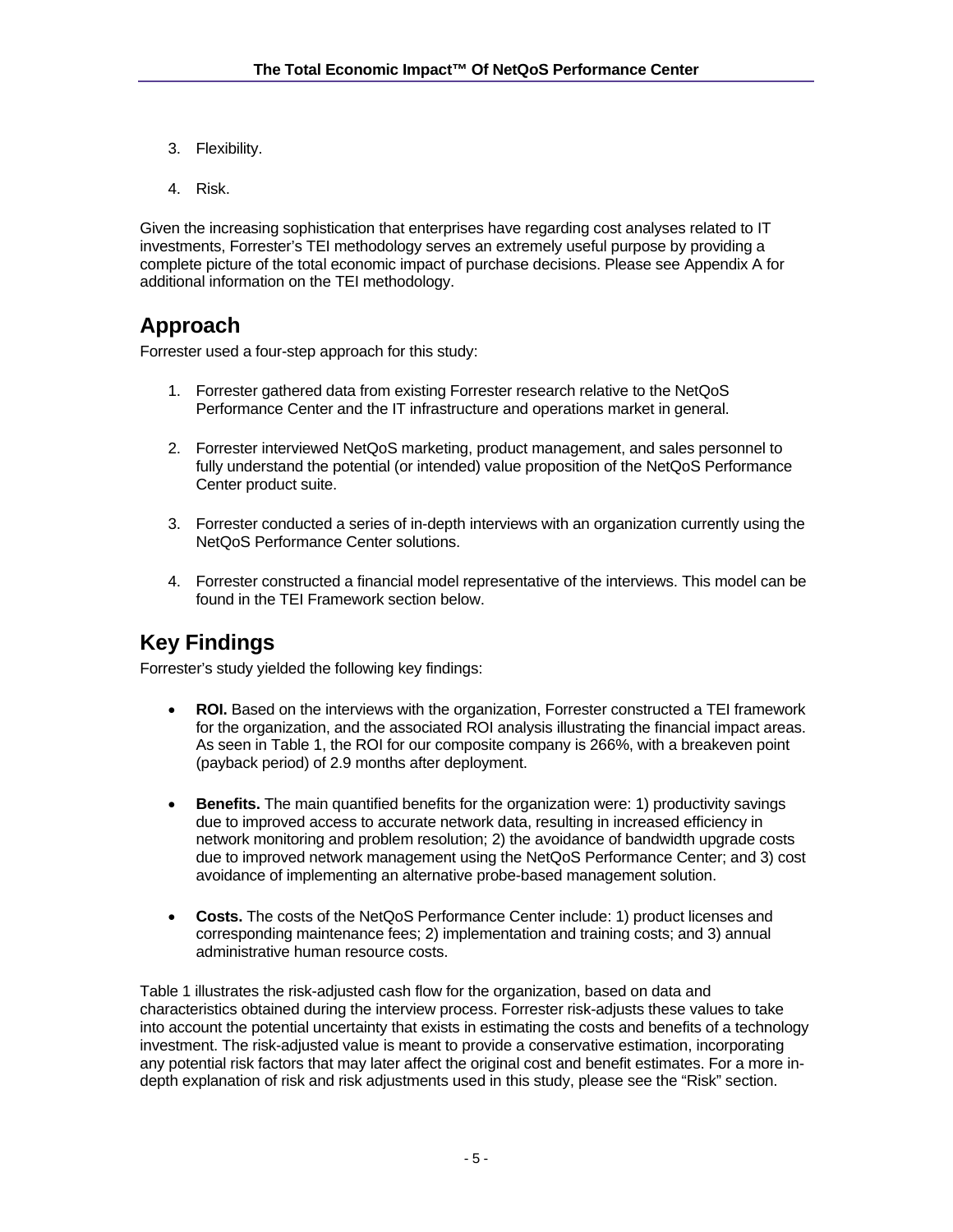3. Flexibility.

4. Risk.

Given the increasing sophistication that enterprises have regarding cost analyses related to IT investments, Forrester's TEI methodology serves an extremely useful purpose by providing a complete picture of the total economic impact of purchase decisions. Please see Appendix A for additional information on the TEI methodology.

## Approach

Forrester used a four-step approach for this study:

1. Forrester gathered data from existing Forrester research relative to the NetQoS Performance Center and the IT infrastructure and operations market in general.

2. Forrester interviewed NetQoS marketing, product management, and sales personnel to fully understand the potential (or intended) value proposition of the NetQoS Performance Center product suite.

3. Forrester conducted a series of in-depth interviews with an organization currently using the NetQoS Performance Center solutions.

4. Forrester constructed a financial model representative of the interviews. This model can be found in the TEI Framework section below.

## Key Findings

Forrester's study yielded the following key findings:

- **ROI.** Based on the interviews with the organization, Forrester constructed a TEI framework for the organization, and the associated ROI analysis illustrating the financial impact areas. As seen in Table 1, the ROI for our composite company is 266%, with a breakeven point (payback period) of 2.9 months after deployment.

- **Benefits.** The main quantified benefits for the organization were: 1) productivity savings due to improved access to accurate network data, resulting in increased efficiency in network monitoring and problem resolution; 2) the avoidance of bandwidth upgrade costs due to improved network management using the NetQoS Performance Center; and 3) cost avoidance of implementing an alternative probe-based management solution.

- **Costs.** The costs of the NetQoS Performance Center include: 1) product licenses and corresponding maintenance fees; 2) implementation and training costs; and 3) annual administrative human resource costs.

Table 1 illustrates the risk-adjusted cash flow for the organization, based on data and characteristics obtained during the interview process. Forrester risk-adjusts these values to take into account the potential uncertainty that exists in estimating the costs and benefits of a technology investment. The risk-adjusted value is meant to provide a conservative estimation, incorporating any potential risk factors that may later affect the original cost and benefit estimates. For a more in-depth explanation of risk and risk adjustments used in this study, please see the "Risk" section.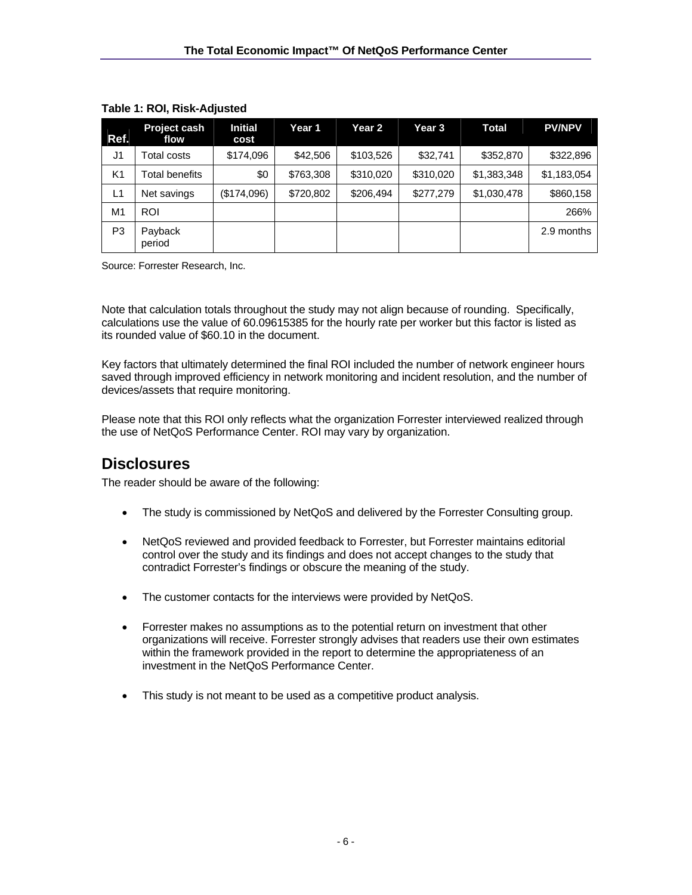**Table 1: ROI, Risk-Adjusted**

| Ref. | Project cash flow | Initial cost | Year 1 | Year 2 | Year 3 | Total | PV/NPV |
|---|---|---|---|---|---|---|---|
| J1 | Total costs | $174,096 | $42,506 | $103,526 | $32,741 | $352,870 | $322,896 |
| K1 | Total benefits | $0 | $763,308 | $310,020 | $310,020 | $1,383,348 | $1,183,054 |
| L1 | Net savings | ($174,096) | $720,802 | $206,494 | $277,279 | $1,030,478 | $860,158 |
| M1 | ROI | | | | | | 266% |
| P3 | Payback period | | | | | | 2.9 months |

Source: Forrester Research, Inc.

Note that calculation totals throughout the study may not align because of rounding. Specifically, calculations use the value of 60.09615385 for the hourly rate per worker but this factor is listed as its rounded value of $60.10 in the document.

Key factors that ultimately determined the final ROI included the number of network engineer hours saved through improved efficiency in network monitoring and incident resolution, and the number of devices/assets that require monitoring.

Please note that this ROI only reflects what the organization Forrester interviewed realized through the use of NetQoS Performance Center. ROI may vary by organization.

## Disclosures

The reader should be aware of the following:

- The study is commissioned by NetQoS and delivered by the Forrester Consulting group.
- NetQoS reviewed and provided feedback to Forrester, but Forrester maintains editorial control over the study and its findings and does not accept changes to the study that contradict Forrester's findings or obscure the meaning of the study.
- The customer contacts for the interviews were provided by NetQoS.
- Forrester makes no assumptions as to the potential return on investment that other organizations will receive. Forrester strongly advises that readers use their own estimates within the framework provided in the report to determine the appropriateness of an investment in the NetQoS Performance Center.
- This study is not meant to be used as a competitive product analysis.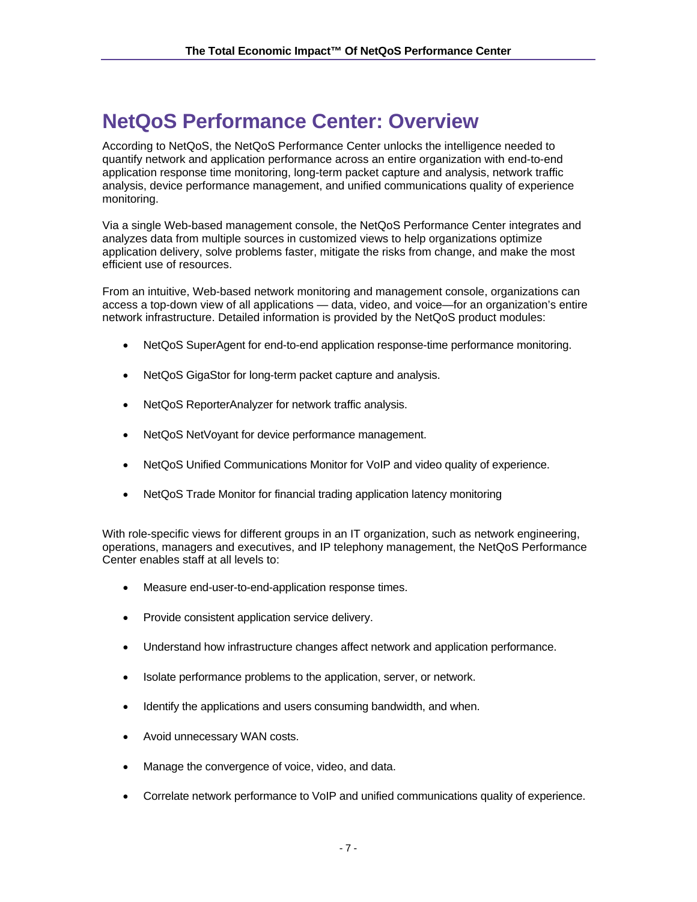## NetQoS Performance Center: Overview

According to NetQoS, the NetQoS Performance Center unlocks the intelligence needed to quantify network and application performance across an entire organization with end-to-end application response time monitoring, long-term packet capture and analysis, network traffic analysis, device performance management, and unified communications quality of experience monitoring.

Via a single Web-based management console, the NetQoS Performance Center integrates and analyzes data from multiple sources in customized views to help organizations optimize application delivery, solve problems faster, mitigate the risks from change, and make the most efficient use of resources.

From an intuitive, Web-based network monitoring and management console, organizations can access a top-down view of all applications — data, video, and voice—for an organization's entire network infrastructure. Detailed information is provided by the NetQoS product modules:

- NetQoS SuperAgent for end-to-end application response-time performance monitoring.
- NetQoS GigaStor for long-term packet capture and analysis.
- NetQoS ReporterAnalyzer for network traffic analysis.
- NetQoS NetVoyant for device performance management.
- NetQoS Unified Communications Monitor for VoIP and video quality of experience.
- NetQoS Trade Monitor for financial trading application latency monitoring

With role-specific views for different groups in an IT organization, such as network engineering, operations, managers and executives, and IP telephony management, the NetQoS Performance Center enables staff at all levels to:

- Measure end-user-to-end-application response times.
- Provide consistent application service delivery.
- Understand how infrastructure changes affect network and application performance.
- Isolate performance problems to the application, server, or network.
- Identify the applications and users consuming bandwidth, and when.
- Avoid unnecessary WAN costs.
- Manage the convergence of voice, video, and data.
- Correlate network performance to VoIP and unified communications quality of experience.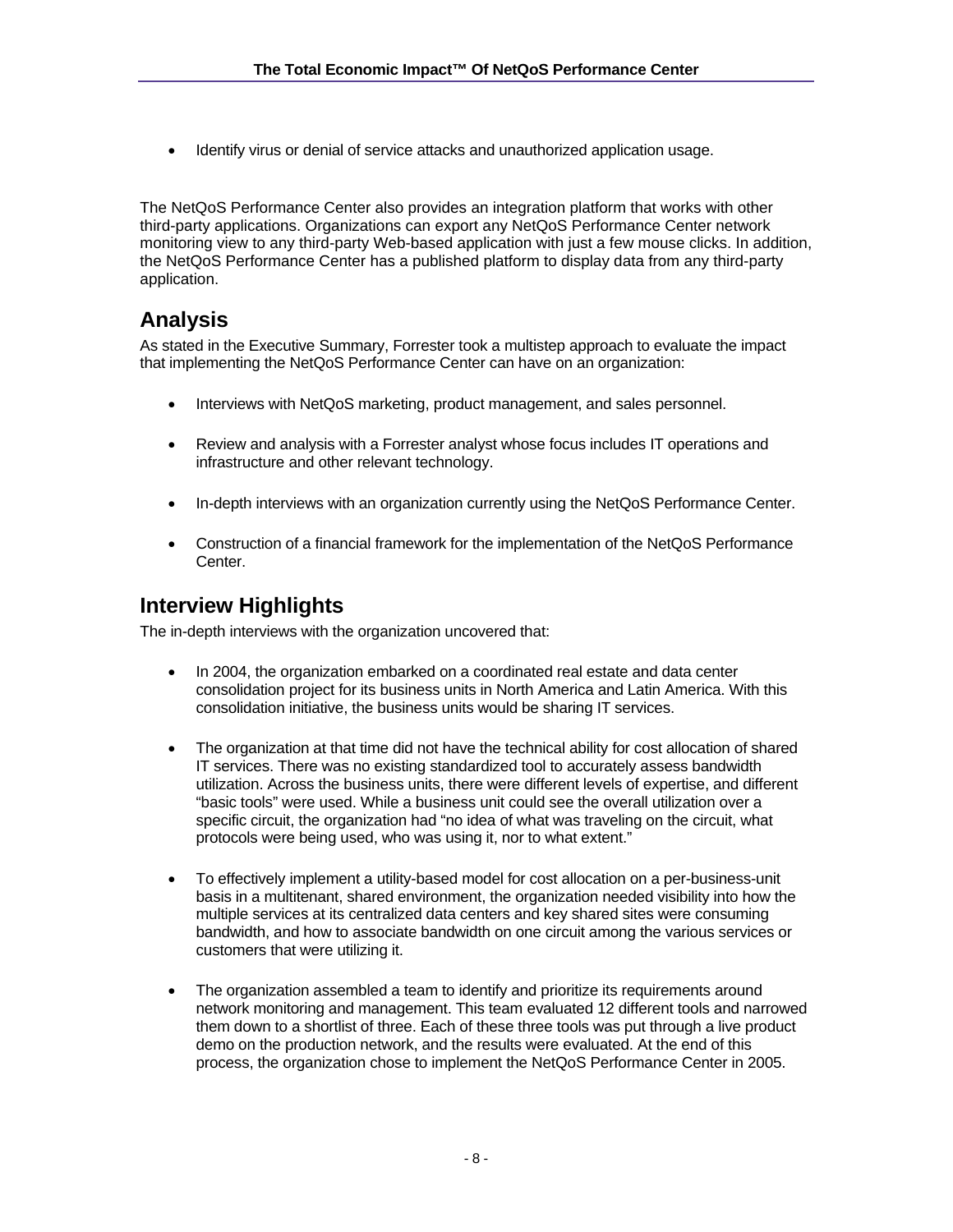- Identify virus or denial of service attacks and unauthorized application usage.

The NetQoS Performance Center also provides an integration platform that works with other third-party applications. Organizations can export any NetQoS Performance Center network monitoring view to any third-party Web-based application with just a few mouse clicks. In addition, the NetQoS Performance Center has a published platform to display data from any third-party application.

## Analysis

As stated in the Executive Summary, Forrester took a multistep approach to evaluate the impact that implementing the NetQoS Performance Center can have on an organization:

- Interviews with NetQoS marketing, product management, and sales personnel.
- Review and analysis with a Forrester analyst whose focus includes IT operations and infrastructure and other relevant technology.
- In-depth interviews with an organization currently using the NetQoS Performance Center.
- Construction of a financial framework for the implementation of the NetQoS Performance Center.

## Interview Highlights

The in-depth interviews with the organization uncovered that:

- In 2004, the organization embarked on a coordinated real estate and data center consolidation project for its business units in North America and Latin America. With this consolidation initiative, the business units would be sharing IT services.
- The organization at that time did not have the technical ability for cost allocation of shared IT services. There was no existing standardized tool to accurately assess bandwidth utilization. Across the business units, there were different levels of expertise, and different "basic tools" were used. While a business unit could see the overall utilization over a specific circuit, the organization had "no idea of what was traveling on the circuit, what protocols were being used, who was using it, nor to what extent."
- To effectively implement a utility-based model for cost allocation on a per-business-unit basis in a multitenant, shared environment, the organization needed visibility into how the multiple services at its centralized data centers and key shared sites were consuming bandwidth, and how to associate bandwidth on one circuit among the various services or customers that were utilizing it.
- The organization assembled a team to identify and prioritize its requirements around network monitoring and management. This team evaluated 12 different tools and narrowed them down to a shortlist of three. Each of these three tools was put through a live product demo on the production network, and the results were evaluated. At the end of this process, the organization chose to implement the NetQoS Performance Center in 2005.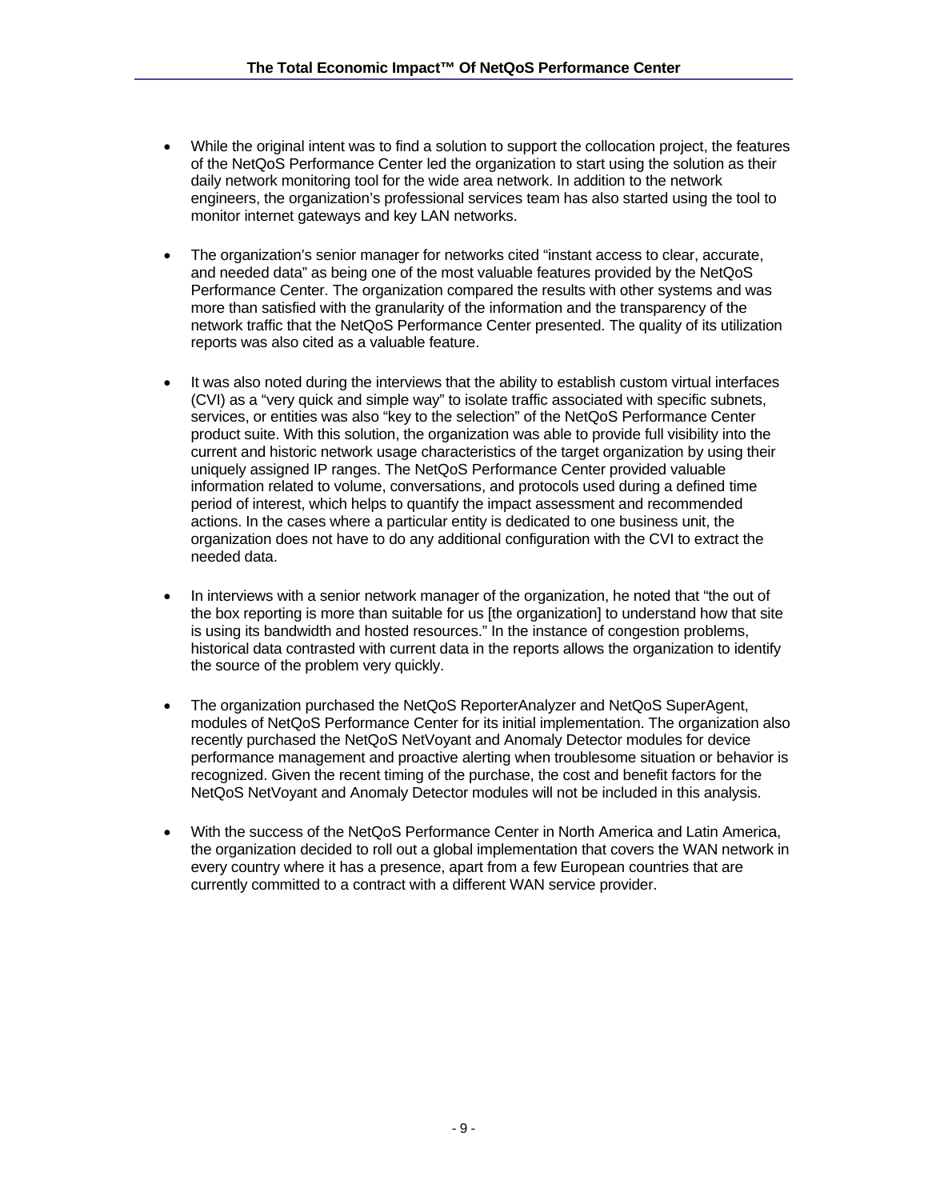- While the original intent was to find a solution to support the collocation project, the features of the NetQoS Performance Center led the organization to start using the solution as their daily network monitoring tool for the wide area network. In addition to the network engineers, the organization's professional services team has also started using the tool to monitor internet gateways and key LAN networks.

- The organization's senior manager for networks cited "instant access to clear, accurate, and needed data" as being one of the most valuable features provided by the NetQoS Performance Center. The organization compared the results with other systems and was more than satisfied with the granularity of the information and the transparency of the network traffic that the NetQoS Performance Center presented. The quality of its utilization reports was also cited as a valuable feature.

- It was also noted during the interviews that the ability to establish custom virtual interfaces (CVI) as a "very quick and simple way" to isolate traffic associated with specific subnets, services, or entities was also "key to the selection" of the NetQoS Performance Center product suite. With this solution, the organization was able to provide full visibility into the current and historic network usage characteristics of the target organization by using their uniquely assigned IP ranges. The NetQoS Performance Center provided valuable information related to volume, conversations, and protocols used during a defined time period of interest, which helps to quantify the impact assessment and recommended actions. In the cases where a particular entity is dedicated to one business unit, the organization does not have to do any additional configuration with the CVI to extract the needed data.

- In interviews with a senior network manager of the organization, he noted that "the out of the box reporting is more than suitable for us [the organization] to understand how that site is using its bandwidth and hosted resources." In the instance of congestion problems, historical data contrasted with current data in the reports allows the organization to identify the source of the problem very quickly.

- The organization purchased the NetQoS ReporterAnalyzer and NetQoS SuperAgent, modules of NetQoS Performance Center for its initial implementation. The organization also recently purchased the NetQoS NetVoyant and Anomaly Detector modules for device performance management and proactive alerting when troublesome situation or behavior is recognized. Given the recent timing of the purchase, the cost and benefit factors for the NetQoS NetVoyant and Anomaly Detector modules will not be included in this analysis.

- With the success of the NetQoS Performance Center in North America and Latin America, the organization decided to roll out a global implementation that covers the WAN network in every country where it has a presence, apart from a few European countries that are currently committed to a contract with a different WAN service provider.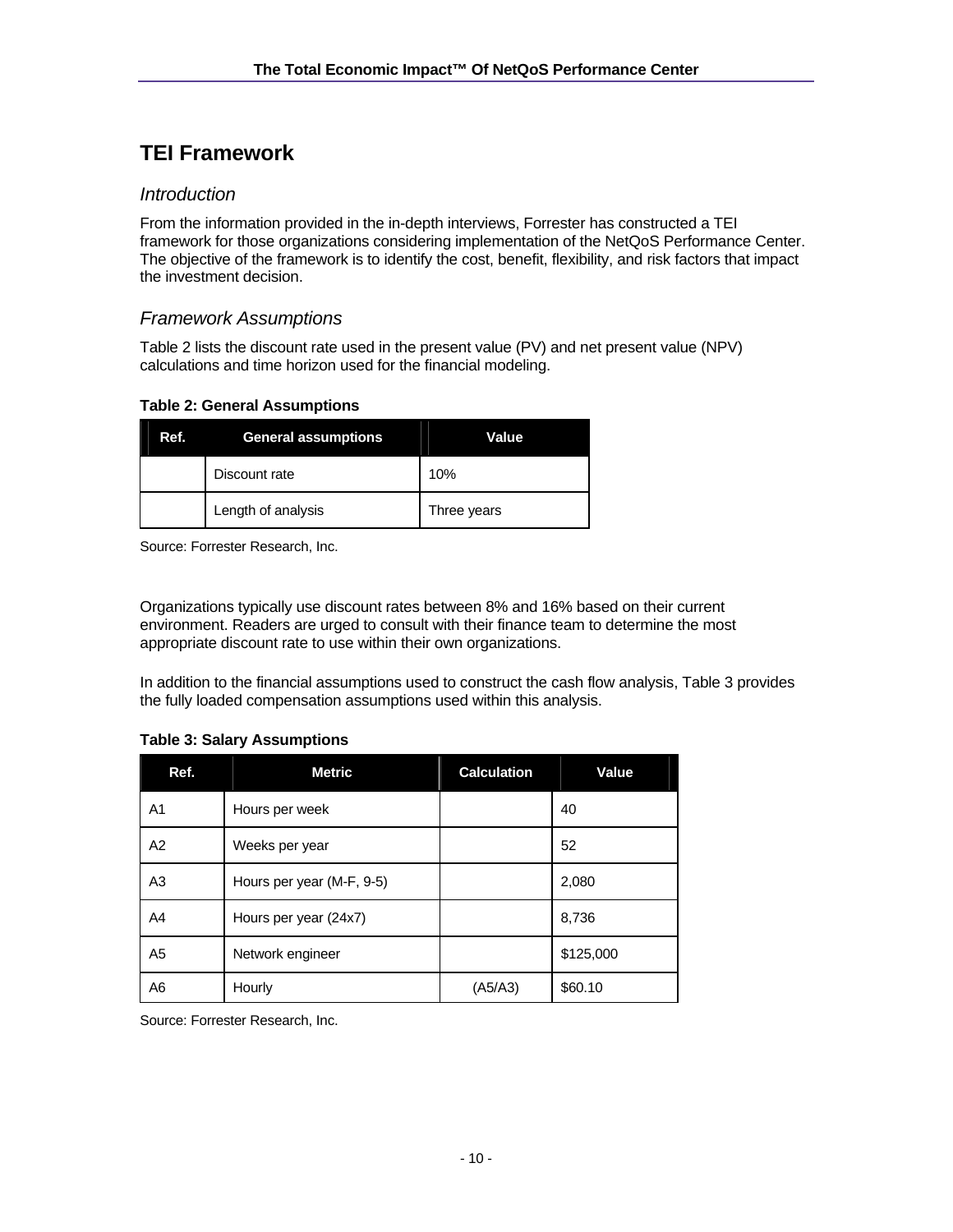## TEI Framework

### *Introduction*

From the information provided in the in-depth interviews, Forrester has constructed a TEI framework for those organizations considering implementation of the NetQoS Performance Center. The objective of the framework is to identify the cost, benefit, flexibility, and risk factors that impact the investment decision.

### *Framework Assumptions*

Table 2 lists the discount rate used in the present value (PV) and net present value (NPV) calculations and time horizon used for the financial modeling.

**Table 2: General Assumptions**

| Ref. | General assumptions | Value |
|---|---|---|
| | Discount rate | 10% |
| | Length of analysis | Three years |

Source: Forrester Research, Inc.

Organizations typically use discount rates between 8% and 16% based on their current environment. Readers are urged to consult with their finance team to determine the most appropriate discount rate to use within their own organizations.

In addition to the financial assumptions used to construct the cash flow analysis, Table 3 provides the fully loaded compensation assumptions used within this analysis.

**Table 3: Salary Assumptions**

| Ref. | Metric | Calculation | Value |
|---|---|---|---|
| A1 | Hours per week | | 40 |
| A2 | Weeks per year | | 52 |
| A3 | Hours per year (M-F, 9-5) | | 2,080 |
| A4 | Hours per year (24x7) | | 8,736 |
| A5 | Network engineer | | $125,000 |
| A6 | Hourly | (A5/A3) | $60.10 |

Source: Forrester Research, Inc.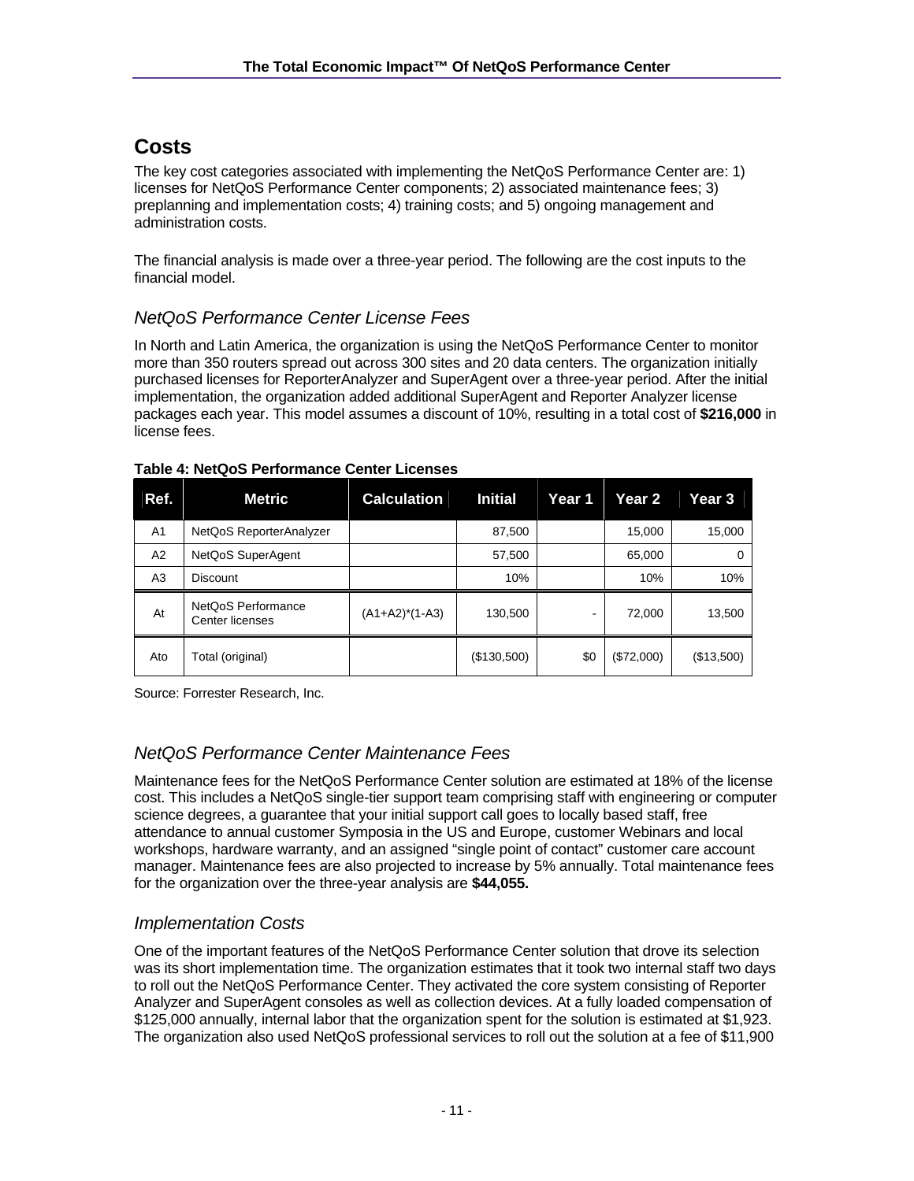## Costs

The key cost categories associated with implementing the NetQoS Performance Center are: 1) licenses for NetQoS Performance Center components; 2) associated maintenance fees; 3) preplanning and implementation costs; 4) training costs; and 5) ongoing management and administration costs.

The financial analysis is made over a three-year period. The following are the cost inputs to the financial model.

### *NetQoS Performance Center License Fees*

In North and Latin America, the organization is using the NetQoS Performance Center to monitor more than 350 routers spread out across 300 sites and 20 data centers. The organization initially purchased licenses for ReporterAnalyzer and SuperAgent over a three-year period. After the initial implementation, the organization added additional SuperAgent and Reporter Analyzer license packages each year. This model assumes a discount of 10%, resulting in a total cost of **$216,000** in license fees.

**Table 4: NetQoS Performance Center Licenses**

| Ref. | Metric | Calculation | Initial | Year 1 | Year 2 | Year 3 |
|---|---|---|---|---|---|---|
| A1 | NetQoS ReporterAnalyzer | | 87,500 | | 15,000 | 15,000 |
| A2 | NetQoS SuperAgent | | 57,500 | | 65,000 | 0 |
| A3 | Discount | | 10% | | 10% | 10% |
| At | NetQoS Performance Center licenses | (A1+A2)*(1-A3) | 130,500 | - | 72,000 | 13,500 |
| Ato | Total (original) | | ($130,500) | $0 | ($72,000) | ($13,500) |

Source: Forrester Research, Inc.

### *NetQoS Performance Center Maintenance Fees*

Maintenance fees for the NetQoS Performance Center solution are estimated at 18% of the license cost. This includes a NetQoS single-tier support team comprising staff with engineering or computer science degrees, a guarantee that your initial support call goes to locally based staff, free attendance to annual customer Symposia in the US and Europe, customer Webinars and local workshops, hardware warranty, and an assigned "single point of contact" customer care account manager. Maintenance fees are also projected to increase by 5% annually. Total maintenance fees for the organization over the three-year analysis are **$44,055.**

### *Implementation Costs*

One of the important features of the NetQoS Performance Center solution that drove its selection was its short implementation time. The organization estimates that it took two internal staff two days to roll out the NetQoS Performance Center. They activated the core system consisting of Reporter Analyzer and SuperAgent consoles as well as collection devices. At a fully loaded compensation of $125,000 annually, internal labor that the organization spent for the solution is estimated at $1,923. The organization also used NetQoS professional services to roll out the solution at a fee of $11,900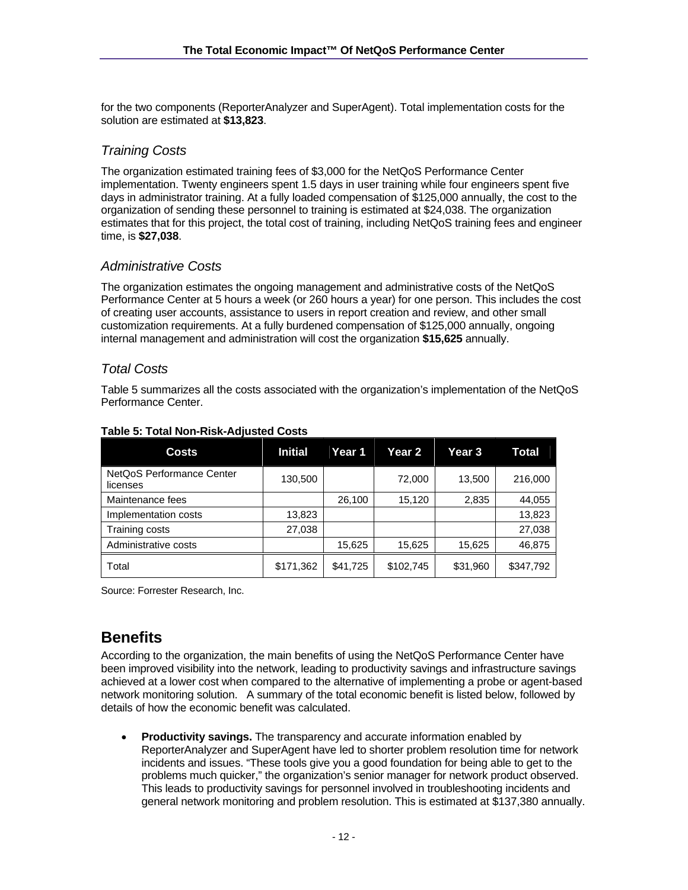for the two components (ReporterAnalyzer and SuperAgent). Total implementation costs for the solution are estimated at **$13,823**.

### *Training Costs*

The organization estimated training fees of $3,000 for the NetQoS Performance Center implementation. Twenty engineers spent 1.5 days in user training while four engineers spent five days in administrator training. At a fully loaded compensation of $125,000 annually, the cost to the organization of sending these personnel to training is estimated at $24,038. The organization estimates that for this project, the total cost of training, including NetQoS training fees and engineer time, is **$27,038**.

### *Administrative Costs*

The organization estimates the ongoing management and administrative costs of the NetQoS Performance Center at 5 hours a week (or 260 hours a year) for one person. This includes the cost of creating user accounts, assistance to users in report creation and review, and other small customization requirements. At a fully burdened compensation of $125,000 annually, ongoing internal management and administration will cost the organization **$15,625** annually.

### *Total Costs*

Table 5 summarizes all the costs associated with the organization's implementation of the NetQoS Performance Center.

**Table 5: Total Non-Risk-Adjusted Costs**

| Costs | Initial | Year 1 | Year 2 | Year 3 | Total |
|---|---|---|---|---|---|
| NetQoS Performance Center licenses | 130,500 | | 72,000 | 13,500 | 216,000 |
| Maintenance fees | | 26,100 | 15,120 | 2,835 | 44,055 |
| Implementation costs | 13,823 | | | | 13,823 |
| Training costs | 27,038 | | | | 27,038 |
| Administrative costs | | 15,625 | 15,625 | 15,625 | 46,875 |
| Total | $171,362 | $41,725 | $102,745 | $31,960 | $347,792 |

Source: Forrester Research, Inc.

## Benefits

According to the organization, the main benefits of using the NetQoS Performance Center have been improved visibility into the network, leading to productivity savings and infrastructure savings achieved at a lower cost when compared to the alternative of implementing a probe or agent-based network monitoring solution. A summary of the total economic benefit is listed below, followed by details of how the economic benefit was calculated.

- **Productivity savings.** The transparency and accurate information enabled by ReporterAnalyzer and SuperAgent have led to shorter problem resolution time for network incidents and issues. "These tools give you a good foundation for being able to get to the problems much quicker," the organization's senior manager for network product observed. This leads to productivity savings for personnel involved in troubleshooting incidents and general network monitoring and problem resolution. This is estimated at $137,380 annually.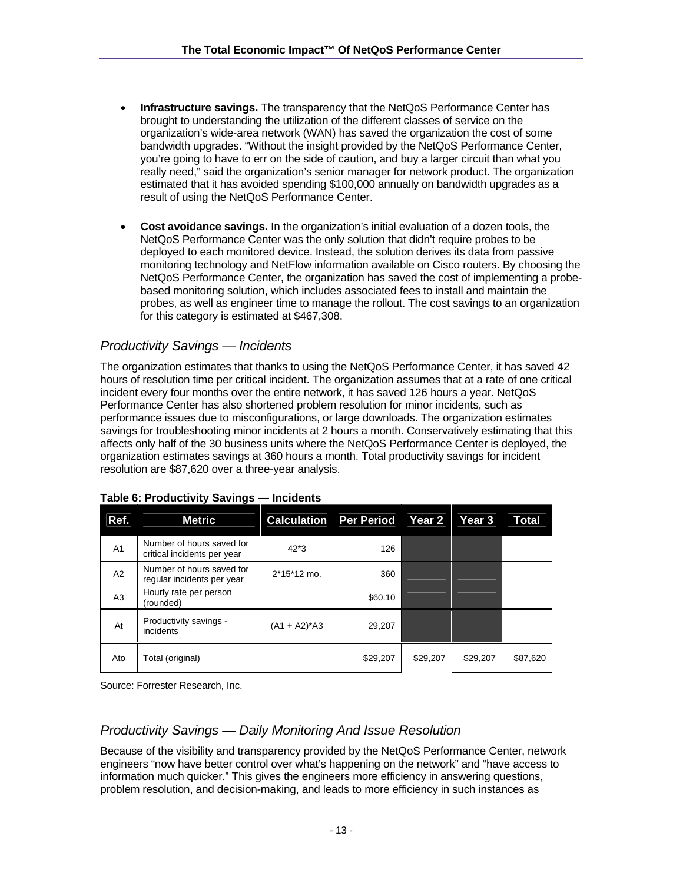- **Infrastructure savings.** The transparency that the NetQoS Performance Center has brought to understanding the utilization of the different classes of service on the organization's wide-area network (WAN) has saved the organization the cost of some bandwidth upgrades. "Without the insight provided by the NetQoS Performance Center, you're going to have to err on the side of caution, and buy a larger circuit than what you really need," said the organization's senior manager for network product. The organization estimated that it has avoided spending $100,000 annually on bandwidth upgrades as a result of using the NetQoS Performance Center.

- **Cost avoidance savings.** In the organization's initial evaluation of a dozen tools, the NetQoS Performance Center was the only solution that didn't require probes to be deployed to each monitored device. Instead, the solution derives its data from passive monitoring technology and NetFlow information available on Cisco routers. By choosing the NetQoS Performance Center, the organization has saved the cost of implementing a probe-based monitoring solution, which includes associated fees to install and maintain the probes, as well as engineer time to manage the rollout. The cost savings to an organization for this category is estimated at $467,308.

## *Productivity Savings — Incidents*

The organization estimates that thanks to using the NetQoS Performance Center, it has saved 42 hours of resolution time per critical incident. The organization assumes that at a rate of one critical incident every four months over the entire network, it has saved 126 hours a year. NetQoS Performance Center has also shortened problem resolution for minor incidents, such as performance issues due to misconfigurations, or large downloads. The organization estimates savings for troubleshooting minor incidents at 2 hours a month. Conservatively estimating that this affects only half of the 30 business units where the NetQoS Performance Center is deployed, the organization estimates savings at 360 hours a month. Total productivity savings for incident resolution are $87,620 over a three-year analysis.

**Table 6: Productivity Savings — Incidents**

| Ref. | Metric | Calculation | Per Period | Year 2 | Year 3 | Total |
|---|---|---|---|---|---|---|
| A1 | Number of hours saved for critical incidents per year | 42*3 | 126 | | | |
| A2 | Number of hours saved for regular incidents per year | 2*15*12 mo. | 360 | | | |
| A3 | Hourly rate per person (rounded) | | $60.10 | | | |
| At | Productivity savings - incidents | (A1 + A2)*A3 | 29,207 | | | |
| Ato | Total (original) | | $29,207 | $29,207 | $29,207 | $87,620 |

Source: Forrester Research, Inc.

## *Productivity Savings — Daily Monitoring And Issue Resolution*

Because of the visibility and transparency provided by the NetQoS Performance Center, network engineers "now have better control over what's happening on the network" and "have access to information much quicker." This gives the engineers more efficiency in answering questions, problem resolution, and decision-making, and leads to more efficiency in such instances as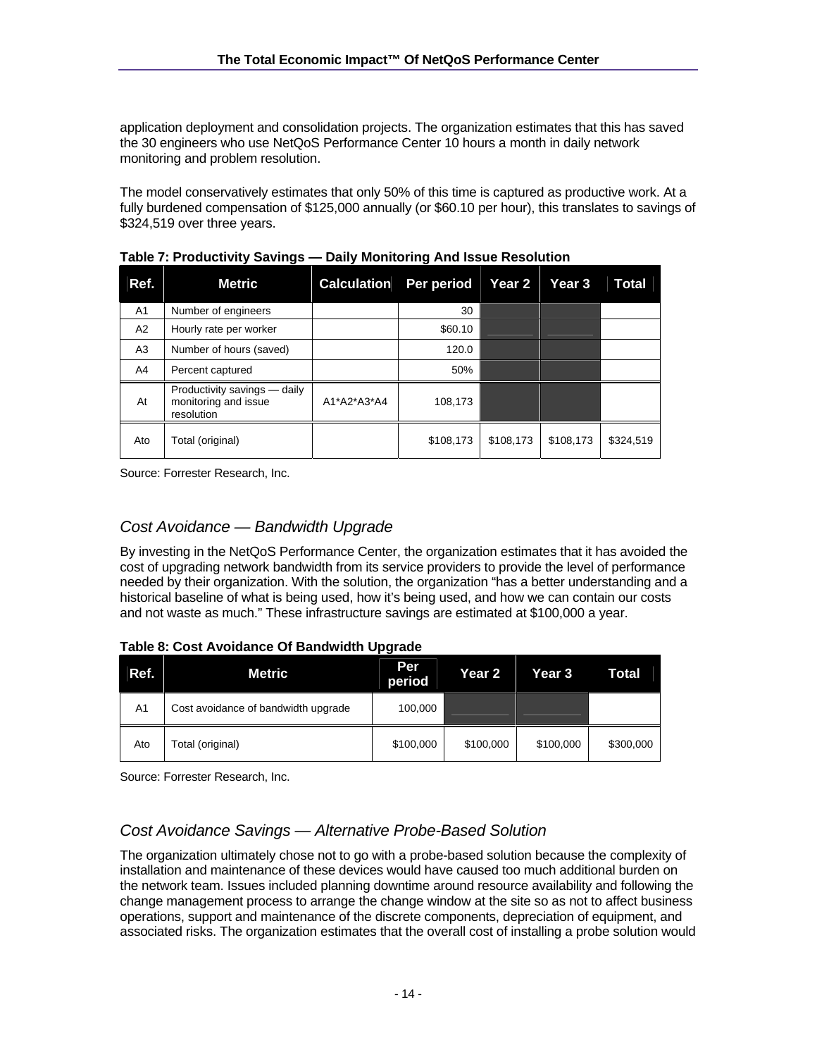application deployment and consolidation projects. The organization estimates that this has saved the 30 engineers who use NetQoS Performance Center 10 hours a month in daily network monitoring and problem resolution.

The model conservatively estimates that only 50% of this time is captured as productive work. At a fully burdened compensation of $125,000 annually (or $60.10 per hour), this translates to savings of $324,519 over three years.

**Table 7: Productivity Savings — Daily Monitoring And Issue Resolution**

| Ref. | Metric | Calculation | Per period | Year 2 | Year 3 | Total |
|---|---|---|---|---|---|---|
| A1 | Number of engineers | | 30 | | | |
| A2 | Hourly rate per worker | | $60.10 | | | |
| A3 | Number of hours (saved) | | 120.0 | | | |
| A4 | Percent captured | | 50% | | | |
| At | Productivity savings — daily monitoring and issue resolution | A1*A2*A3*A4 | 108,173 | | | |
| Ato | Total (original) | | $108,173 | $108,173 | $108,173 | $324,519 |

Source: Forrester Research, Inc.

## *Cost Avoidance — Bandwidth Upgrade*

By investing in the NetQoS Performance Center, the organization estimates that it has avoided the cost of upgrading network bandwidth from its service providers to provide the level of performance needed by their organization. With the solution, the organization "has a better understanding and a historical baseline of what is being used, how it's being used, and how we can contain our costs and not waste as much." These infrastructure savings are estimated at $100,000 a year.

**Table 8: Cost Avoidance Of Bandwidth Upgrade**

| Ref. | Metric | Per period | Year 2 | Year 3 | Total |
|---|---|---|---|---|---|
| A1 | Cost avoidance of bandwidth upgrade | 100,000 | | | |
| Ato | Total (original) | $100,000 | $100,000 | $100,000 | $300,000 |

Source: Forrester Research, Inc.

## *Cost Avoidance Savings — Alternative Probe-Based Solution*

The organization ultimately chose not to go with a probe-based solution because the complexity of installation and maintenance of these devices would have caused too much additional burden on the network team. Issues included planning downtime around resource availability and following the change management process to arrange the change window at the site so as not to affect business operations, support and maintenance of the discrete components, depreciation of equipment, and associated risks. The organization estimates that the overall cost of installing a probe solution would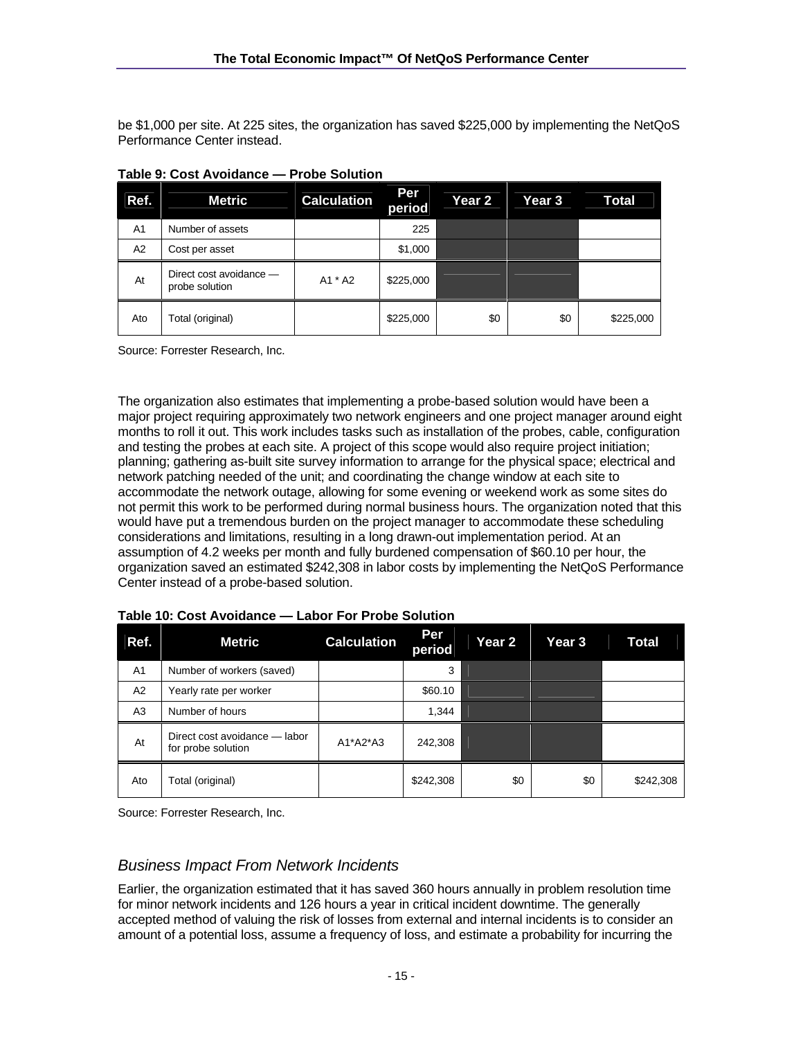be $1,000 per site. At 225 sites, the organization has saved $225,000 by implementing the NetQoS Performance Center instead.

**Table 9: Cost Avoidance — Probe Solution**

| Ref. | Metric | Calculation | Per period | Year 2 | Year 3 | Total |
|---|---|---|---|---|---|---|
| A1 | Number of assets | | 225 | | | |
| A2 | Cost per asset | | $1,000 | | | |
| At | Direct cost avoidance — probe solution | A1 * A2 | $225,000 | | | |
| Ato | Total (original) | | $225,000 | $0 | $0 | $225,000 |

Source: Forrester Research, Inc.

The organization also estimates that implementing a probe-based solution would have been a major project requiring approximately two network engineers and one project manager around eight months to roll it out. This work includes tasks such as installation of the probes, cable, configuration and testing the probes at each site. A project of this scope would also require project initiation; planning; gathering as-built site survey information to arrange for the physical space; electrical and network patching needed of the unit; and coordinating the change window at each site to accommodate the network outage, allowing for some evening or weekend work as some sites do not permit this work to be performed during normal business hours. The organization noted that this would have put a tremendous burden on the project manager to accommodate these scheduling considerations and limitations, resulting in a long drawn-out implementation period. At an assumption of 4.2 weeks per month and fully burdened compensation of $60.10 per hour, the organization saved an estimated $242,308 in labor costs by implementing the NetQoS Performance Center instead of a probe-based solution.

**Table 10: Cost Avoidance — Labor For Probe Solution**

| Ref. | Metric | Calculation | Per period | Year 2 | Year 3 | Total |
|---|---|---|---|---|---|---|
| A1 | Number of workers (saved) | | 3 | | | |
| A2 | Yearly rate per worker | | $60.10 | | | |
| A3 | Number of hours | | 1,344 | | | |
| At | Direct cost avoidance — labor for probe solution | A1*A2*A3 | 242,308 | | | |
| Ato | Total (original) | | $242,308 | $0 | $0 | $242,308 |

Source: Forrester Research, Inc.

## *Business Impact From Network Incidents*

Earlier, the organization estimated that it has saved 360 hours annually in problem resolution time for minor network incidents and 126 hours a year in critical incident downtime. The generally accepted method of valuing the risk of losses from external and internal incidents is to consider an amount of a potential loss, assume a frequency of loss, and estimate a probability for incurring the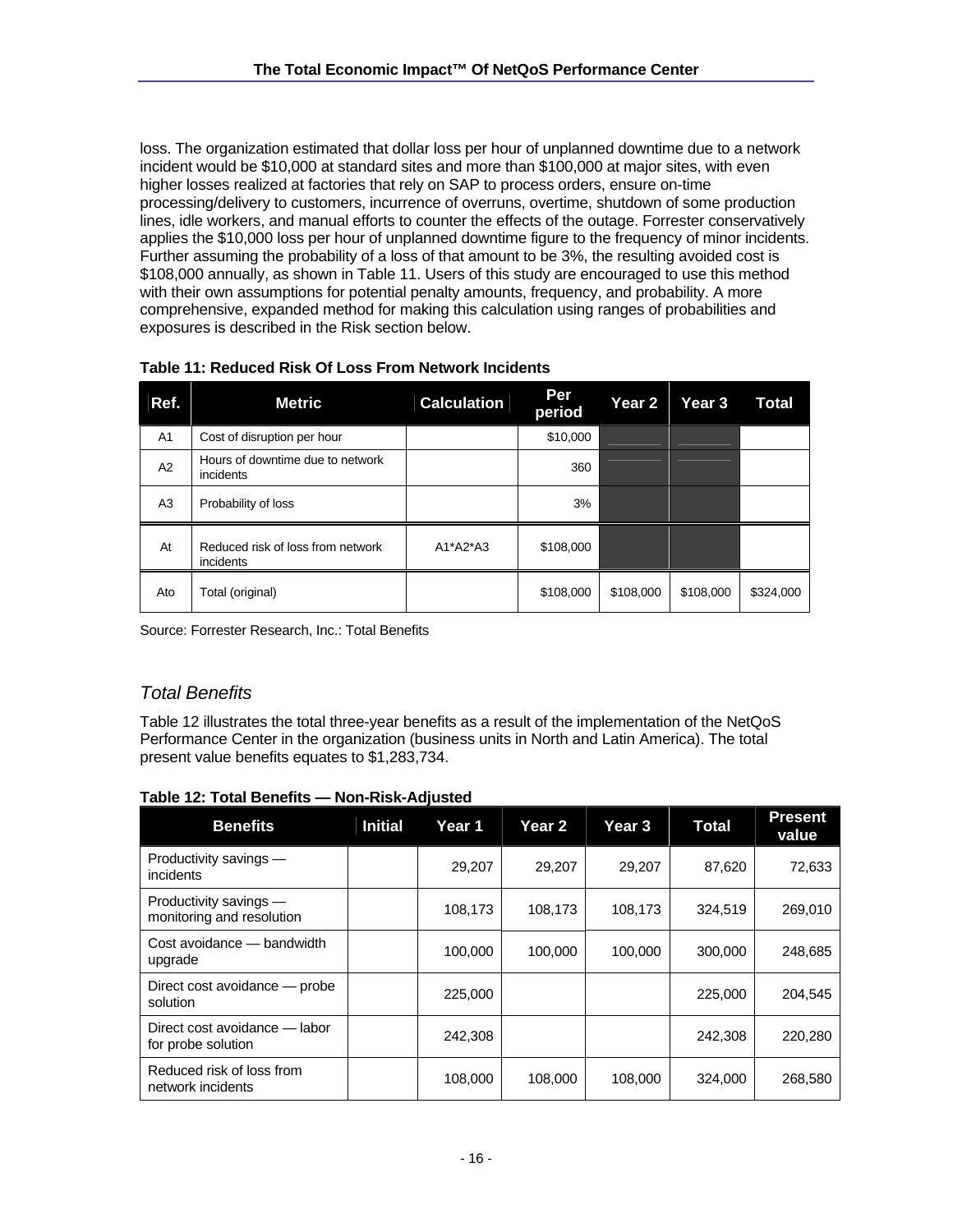loss. The organization estimated that dollar loss per hour of unplanned downtime due to a network incident would be $10,000 at standard sites and more than $100,000 at major sites, with even higher losses realized at factories that rely on SAP to process orders, ensure on-time processing/delivery to customers, incurrence of overruns, overtime, shutdown of some production lines, idle workers, and manual efforts to counter the effects of the outage. Forrester conservatively applies the $10,000 loss per hour of unplanned downtime figure to the frequency of minor incidents. Further assuming the probability of a loss of that amount to be 3%, the resulting avoided cost is $108,000 annually, as shown in Table 11. Users of this study are encouraged to use this method with their own assumptions for potential penalty amounts, frequency, and probability. A more comprehensive, expanded method for making this calculation using ranges of probabilities and exposures is described in the Risk section below.

**Table 11: Reduced Risk Of Loss From Network Incidents**

| Ref. | Metric | Calculation | Per period | Year 2 | Year 3 | Total |
|---|---|---|---|---|---|---|
| A1 | Cost of disruption per hour | | $10,000 | | | |
| A2 | Hours of downtime due to network incidents | | 360 | | | |
| A3 | Probability of loss | | 3% | | | |
| At | Reduced risk of loss from network incidents | A1*A2*A3 | $108,000 | | | |
| Ato | Total (original) | | $108,000 | $108,000 | $108,000 | $324,000 |

Source: Forrester Research, Inc.: Total Benefits

## *Total Benefits*

Table 12 illustrates the total three-year benefits as a result of the implementation of the NetQoS Performance Center in the organization (business units in North and Latin America). The total present value benefits equates to $1,283,734.

**Table 12: Total Benefits — Non-Risk-Adjusted**

| Benefits | Initial | Year 1 | Year 2 | Year 3 | Total | Present value |
|---|---|---|---|---|---|---|
| Productivity savings — incidents | | 29,207 | 29,207 | 29,207 | 87,620 | 72,633 |
| Productivity savings — monitoring and resolution | | 108,173 | 108,173 | 108,173 | 324,519 | 269,010 |
| Cost avoidance — bandwidth upgrade | | 100,000 | 100,000 | 100,000 | 300,000 | 248,685 |
| Direct cost avoidance — probe solution | | 225,000 | | | 225,000 | 204,545 |
| Direct cost avoidance — labor for probe solution | | 242,308 | | | 242,308 | 220,280 |
| Reduced risk of loss from network incidents | | 108,000 | 108,000 | 108,000 | 324,000 | 268,580 |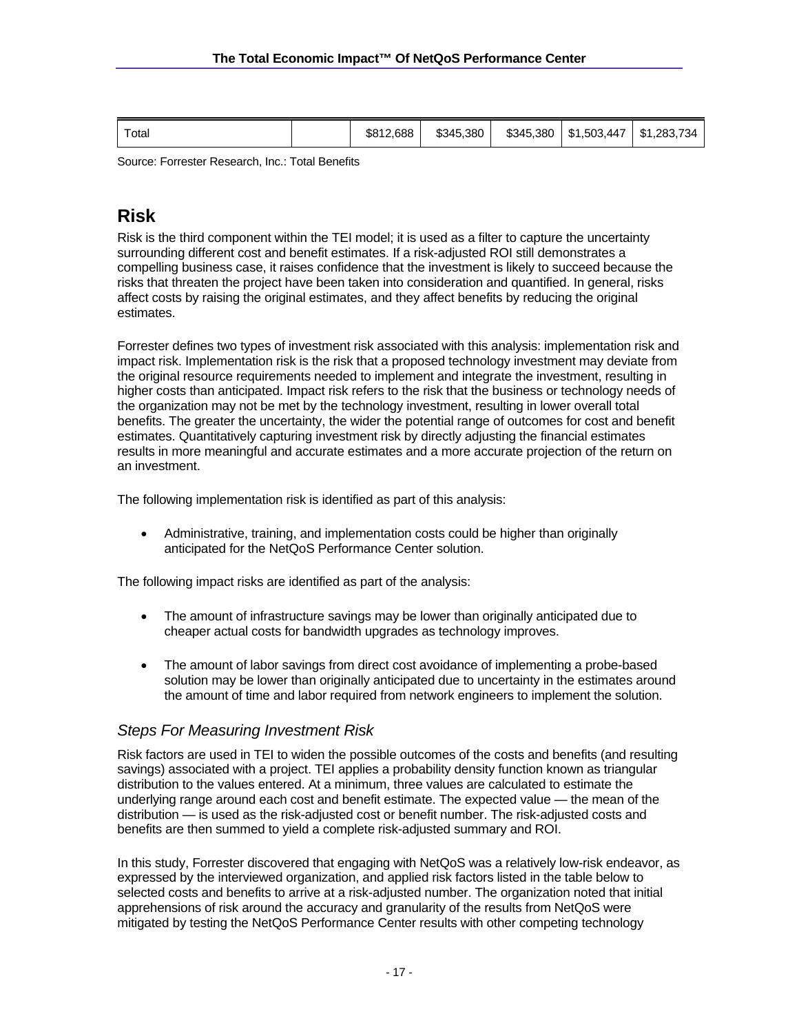| Total | | $812,688 | $345,380 | $345,380 | $1,503,447 | $1,283,734 |
|---|---|---|---|---|---|---|

Source: Forrester Research, Inc.: Total Benefits

## Risk

Risk is the third component within the TEI model; it is used as a filter to capture the uncertainty surrounding different cost and benefit estimates. If a risk-adjusted ROI still demonstrates a compelling business case, it raises confidence that the investment is likely to succeed because the risks that threaten the project have been taken into consideration and quantified. In general, risks affect costs by raising the original estimates, and they affect benefits by reducing the original estimates.

Forrester defines two types of investment risk associated with this analysis: implementation risk and impact risk. Implementation risk is the risk that a proposed technology investment may deviate from the original resource requirements needed to implement and integrate the investment, resulting in higher costs than anticipated. Impact risk refers to the risk that the business or technology needs of the organization may not be met by the technology investment, resulting in lower overall total benefits. The greater the uncertainty, the wider the potential range of outcomes for cost and benefit estimates. Quantitatively capturing investment risk by directly adjusting the financial estimates results in more meaningful and accurate estimates and a more accurate projection of the return on an investment.

The following implementation risk is identified as part of this analysis:

- Administrative, training, and implementation costs could be higher than originally anticipated for the NetQoS Performance Center solution.

The following impact risks are identified as part of the analysis:

- The amount of infrastructure savings may be lower than originally anticipated due to cheaper actual costs for bandwidth upgrades as technology improves.
- The amount of labor savings from direct cost avoidance of implementing a probe-based solution may be lower than originally anticipated due to uncertainty in the estimates around the amount of time and labor required from network engineers to implement the solution.

### *Steps For Measuring Investment Risk*

Risk factors are used in TEI to widen the possible outcomes of the costs and benefits (and resulting savings) associated with a project. TEI applies a probability density function known as triangular distribution to the values entered. At a minimum, three values are calculated to estimate the underlying range around each cost and benefit estimate. The expected value — the mean of the distribution — is used as the risk-adjusted cost or benefit number. The risk-adjusted costs and benefits are then summed to yield a complete risk-adjusted summary and ROI.

In this study, Forrester discovered that engaging with NetQoS was a relatively low-risk endeavor, as expressed by the interviewed organization, and applied risk factors listed in the table below to selected costs and benefits to arrive at a risk-adjusted number. The organization noted that initial apprehensions of risk around the accuracy and granularity of the results from NetQoS were mitigated by testing the NetQoS Performance Center results with other competing technology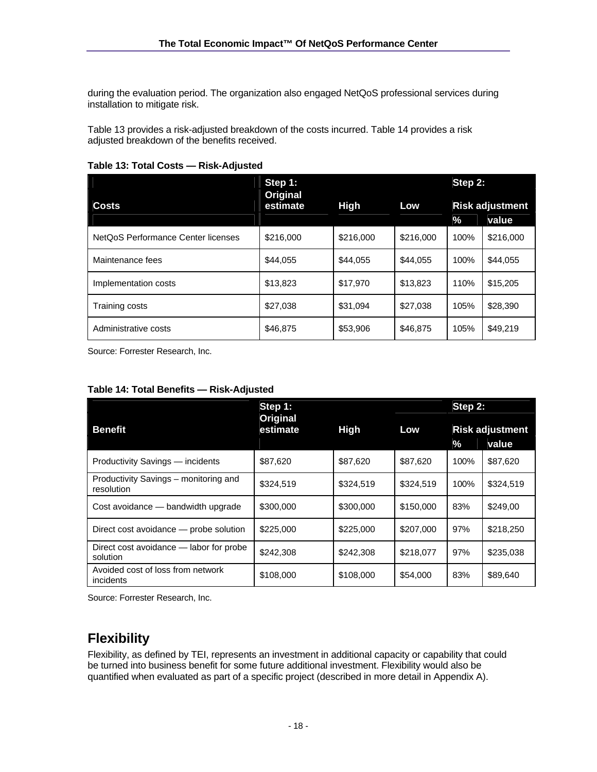during the evaluation period. The organization also engaged NetQoS professional services during installation to mitigate risk.

Table 13 provides a risk-adjusted breakdown of the costs incurred. Table 14 provides a risk adjusted breakdown of the benefits received.

**Table 13: Total Costs — Risk-Adjusted**

| Costs | Step 1: Original estimate | High | Low | Step 2: Risk adjustment % | value |
|---|---|---|---|---|---|
| NetQoS Performance Center licenses | $216,000 | $216,000 | $216,000 | 100% | $216,000 |
| Maintenance fees | $44,055 | $44,055 | $44,055 | 100% | $44,055 |
| Implementation costs | $13,823 | $17,970 | $13,823 | 110% | $15,205 |
| Training costs | $27,038 | $31,094 | $27,038 | 105% | $28,390 |
| Administrative costs | $46,875 | $53,906 | $46,875 | 105% | $49,219 |

Source: Forrester Research, Inc.

**Table 14: Total Benefits — Risk-Adjusted**

| Benefit | Step 1: Original estimate | High | Low | Step 2: Risk adjustment % | value |
|---|---|---|---|---|---|
| Productivity Savings — incidents | $87,620 | $87,620 | $87,620 | 100% | $87,620 |
| Productivity Savings – monitoring and resolution | $324,519 | $324,519 | $324,519 | 100% | $324,519 |
| Cost avoidance — bandwidth upgrade | $300,000 | $300,000 | $150,000 | 83% | $249,00 |
| Direct cost avoidance — probe solution | $225,000 | $225,000 | $207,000 | 97% | $218,250 |
| Direct cost avoidance — labor for probe solution | $242,308 | $242,308 | $218,077 | 97% | $235,038 |
| Avoided cost of loss from network incidents | $108,000 | $108,000 | $54,000 | 83% | $89,640 |

Source: Forrester Research, Inc.

## Flexibility

Flexibility, as defined by TEI, represents an investment in additional capacity or capability that could be turned into business benefit for some future additional investment. Flexibility would also be quantified when evaluated as part of a specific project (described in more detail in Appendix A).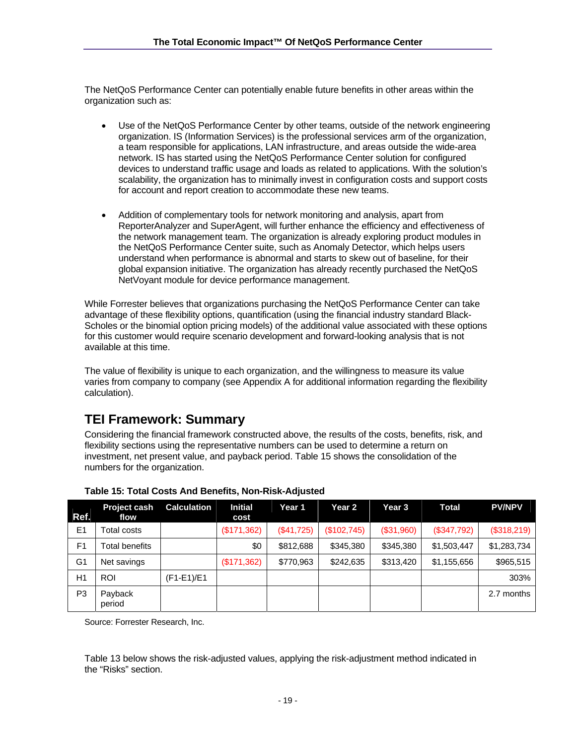The NetQoS Performance Center can potentially enable future benefits in other areas within the organization such as:

- Use of the NetQoS Performance Center by other teams, outside of the network engineering organization. IS (Information Services) is the professional services arm of the organization, a team responsible for applications, LAN infrastructure, and areas outside the wide-area network. IS has started using the NetQoS Performance Center solution for configured devices to understand traffic usage and loads as related to applications. With the solution's scalability, the organization has to minimally invest in configuration costs and support costs for account and report creation to accommodate these new teams.

- Addition of complementary tools for network monitoring and analysis, apart from ReporterAnalyzer and SuperAgent, will further enhance the efficiency and effectiveness of the network management team. The organization is already exploring product modules in the NetQoS Performance Center suite, such as Anomaly Detector, which helps users understand when performance is abnormal and starts to skew out of baseline, for their global expansion initiative. The organization has already recently purchased the NetQoS NetVoyant module for device performance management.

While Forrester believes that organizations purchasing the NetQoS Performance Center can take advantage of these flexibility options, quantification (using the financial industry standard Black-Scholes or the binomial option pricing models) of the additional value associated with these options for this customer would require scenario development and forward-looking analysis that is not available at this time.

The value of flexibility is unique to each organization, and the willingness to measure its value varies from company to company (see Appendix A for additional information regarding the flexibility calculation).

## TEI Framework: Summary

Considering the financial framework constructed above, the results of the costs, benefits, risk, and flexibility sections using the representative numbers can be used to determine a return on investment, net present value, and payback period. Table 15 shows the consolidation of the numbers for the organization.

**Table 15: Total Costs And Benefits, Non-Risk-Adjusted**

| Ref. | Project cash flow | Calculation | Initial cost | Year 1 | Year 2 | Year 3 | Total | PV/NPV |
|---|---|---|---|---|---|---|---|---|
| E1 | Total costs | | ($171,362) | ($41,725) | ($102,745) | ($31,960) | ($347,792) | ($318,219) |
| F1 | Total benefits | | $0 | $812,688 | $345,380 | $345,380 | $1,503,447 | $1,283,734 |
| G1 | Net savings | | ($171,362) | $770,963 | $242,635 | $313,420 | $1,155,656 | $965,515 |
| H1 | ROI | (F1-E1)/E1 | | | | | | 303% |
| P3 | Payback period | | | | | | | 2.7 months |

Source: Forrester Research, Inc.

Table 13 below shows the risk-adjusted values, applying the risk-adjustment method indicated in the "Risks" section.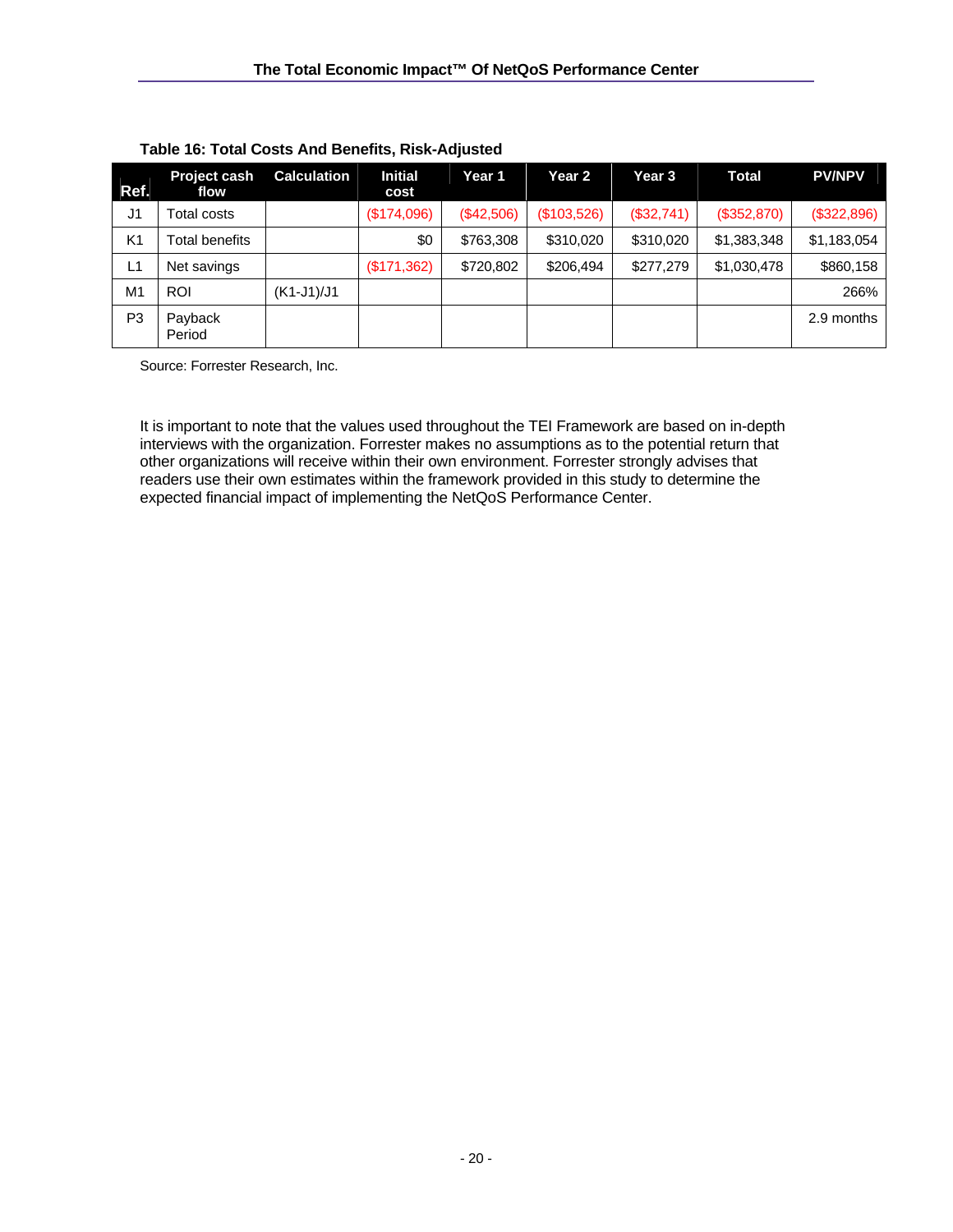**Table 16: Total Costs And Benefits, Risk-Adjusted**

| Ref. | Project cash flow | Calculation | Initial cost | Year 1 | Year 2 | Year 3 | Total | PV/NPV |
|---|---|---|---|---|---|---|---|---|
| J1 | Total costs | | ($174,096) | ($42,506) | ($103,526) | ($32,741) | ($352,870) | ($322,896) |
| K1 | Total benefits | | $0 | $763,308 | $310,020 | $310,020 | $1,383,348 | $1,183,054 |
| L1 | Net savings | | ($171,362) | $720,802 | $206,494 | $277,279 | $1,030,478 | $860,158 |
| M1 | ROI | (K1-J1)/J1 | | | | | | 266% |
| P3 | Payback Period | | | | | | | 2.9 months |

Source: Forrester Research, Inc.

It is important to note that the values used throughout the TEI Framework are based on in-depth interviews with the organization. Forrester makes no assumptions as to the potential return that other organizations will receive within their own environment. Forrester strongly advises that readers use their own estimates within the framework provided in this study to determine the expected financial impact of implementing the NetQoS Performance Center.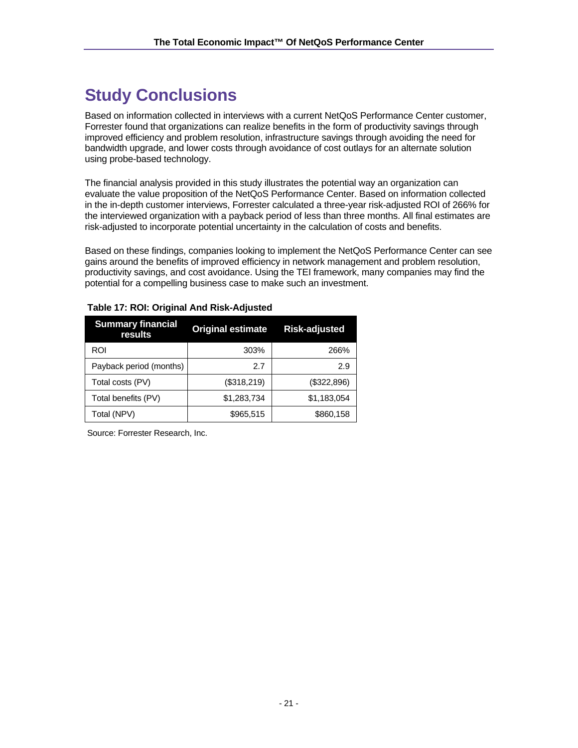# Study Conclusions

Based on information collected in interviews with a current NetQoS Performance Center customer, Forrester found that organizations can realize benefits in the form of productivity savings through improved efficiency and problem resolution, infrastructure savings through avoiding the need for bandwidth upgrade, and lower costs through avoidance of cost outlays for an alternate solution using probe-based technology.

The financial analysis provided in this study illustrates the potential way an organization can evaluate the value proposition of the NetQoS Performance Center. Based on information collected in the in-depth customer interviews, Forrester calculated a three-year risk-adjusted ROI of 266% for the interviewed organization with a payback period of less than three months. All final estimates are risk-adjusted to incorporate potential uncertainty in the calculation of costs and benefits.

Based on these findings, companies looking to implement the NetQoS Performance Center can see gains around the benefits of improved efficiency in network management and problem resolution, productivity savings, and cost avoidance. Using the TEI framework, many companies may find the potential for a compelling business case to make such an investment.

**Table 17: ROI: Original And Risk-Adjusted**

| Summary financial results | Original estimate | Risk-adjusted |
|---|---|---|
| ROI | 303% | 266% |
| Payback period (months) | 2.7 | 2.9 |
| Total costs (PV) | ($318,219) | ($322,896) |
| Total benefits (PV) | $1,283,734 | $1,183,054 |
| Total (NPV) | $965,515 | $860,158 |

Source: Forrester Research, Inc.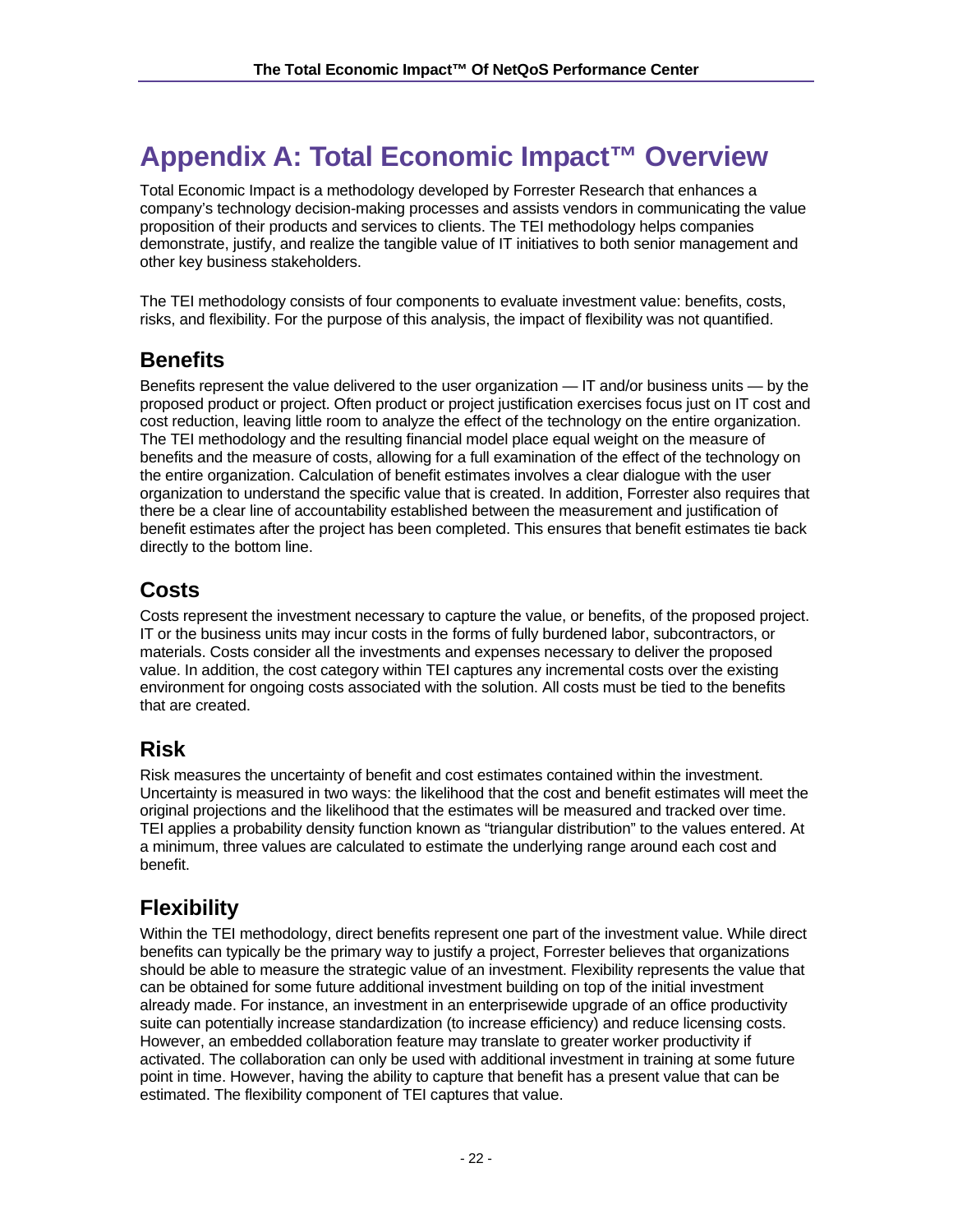# Appendix A: Total Economic Impact™ Overview

Total Economic Impact is a methodology developed by Forrester Research that enhances a company's technology decision-making processes and assists vendors in communicating the value proposition of their products and services to clients. The TEI methodology helps companies demonstrate, justify, and realize the tangible value of IT initiatives to both senior management and other key business stakeholders.

The TEI methodology consists of four components to evaluate investment value: benefits, costs, risks, and flexibility. For the purpose of this analysis, the impact of flexibility was not quantified.

## Benefits

Benefits represent the value delivered to the user organization — IT and/or business units — by the proposed product or project. Often product or project justification exercises focus just on IT cost and cost reduction, leaving little room to analyze the effect of the technology on the entire organization. The TEI methodology and the resulting financial model place equal weight on the measure of benefits and the measure of costs, allowing for a full examination of the effect of the technology on the entire organization. Calculation of benefit estimates involves a clear dialogue with the user organization to understand the specific value that is created. In addition, Forrester also requires that there be a clear line of accountability established between the measurement and justification of benefit estimates after the project has been completed. This ensures that benefit estimates tie back directly to the bottom line.

## Costs

Costs represent the investment necessary to capture the value, or benefits, of the proposed project. IT or the business units may incur costs in the forms of fully burdened labor, subcontractors, or materials. Costs consider all the investments and expenses necessary to deliver the proposed value. In addition, the cost category within TEI captures any incremental costs over the existing environment for ongoing costs associated with the solution. All costs must be tied to the benefits that are created.

## Risk

Risk measures the uncertainty of benefit and cost estimates contained within the investment. Uncertainty is measured in two ways: the likelihood that the cost and benefit estimates will meet the original projections and the likelihood that the estimates will be measured and tracked over time. TEI applies a probability density function known as "triangular distribution" to the values entered. At a minimum, three values are calculated to estimate the underlying range around each cost and benefit.

## Flexibility

Within the TEI methodology, direct benefits represent one part of the investment value. While direct benefits can typically be the primary way to justify a project, Forrester believes that organizations should be able to measure the strategic value of an investment. Flexibility represents the value that can be obtained for some future additional investment building on top of the initial investment already made. For instance, an investment in an enterprisewide upgrade of an office productivity suite can potentially increase standardization (to increase efficiency) and reduce licensing costs. However, an embedded collaboration feature may translate to greater worker productivity if activated. The collaboration can only be used with additional investment in training at some future point in time. However, having the ability to capture that benefit has a present value that can be estimated. The flexibility component of TEI captures that value.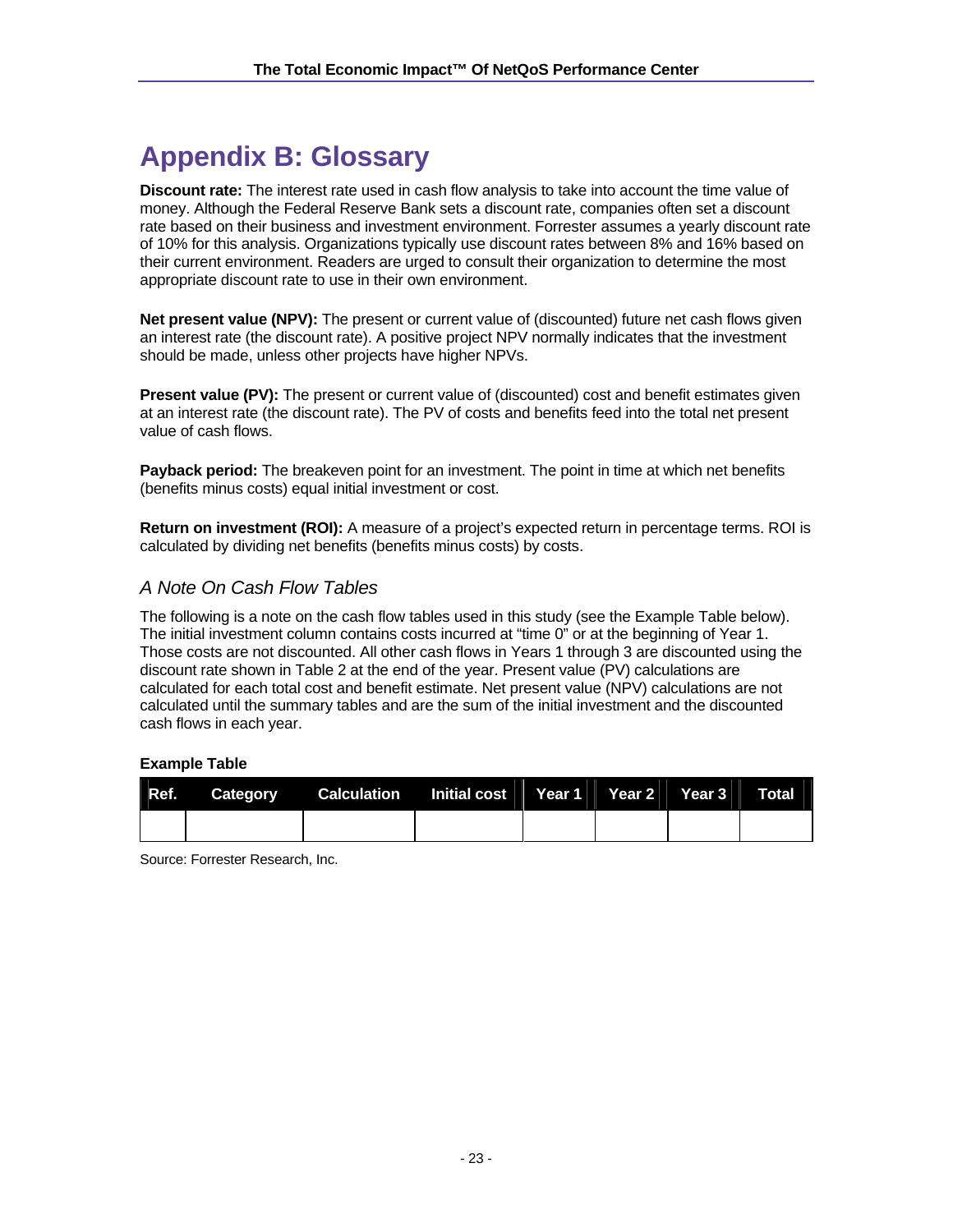# Appendix B: Glossary

**Discount rate:** The interest rate used in cash flow analysis to take into account the time value of money. Although the Federal Reserve Bank sets a discount rate, companies often set a discount rate based on their business and investment environment. Forrester assumes a yearly discount rate of 10% for this analysis. Organizations typically use discount rates between 8% and 16% based on their current environment. Readers are urged to consult their organization to determine the most appropriate discount rate to use in their own environment.

**Net present value (NPV):** The present or current value of (discounted) future net cash flows given an interest rate (the discount rate). A positive project NPV normally indicates that the investment should be made, unless other projects have higher NPVs.

**Present value (PV):** The present or current value of (discounted) cost and benefit estimates given at an interest rate (the discount rate). The PV of costs and benefits feed into the total net present value of cash flows.

**Payback period:** The breakeven point for an investment. The point in time at which net benefits (benefits minus costs) equal initial investment or cost.

**Return on investment (ROI):** A measure of a project's expected return in percentage terms. ROI is calculated by dividing net benefits (benefits minus costs) by costs.

## *A Note On Cash Flow Tables*

The following is a note on the cash flow tables used in this study (see the Example Table below). The initial investment column contains costs incurred at "time 0" or at the beginning of Year 1. Those costs are not discounted. All other cash flows in Years 1 through 3 are discounted using the discount rate shown in Table 2 at the end of the year. Present value (PV) calculations are calculated for each total cost and benefit estimate. Net present value (NPV) calculations are not calculated until the summary tables and are the sum of the initial investment and the discounted cash flows in each year.

**Example Table**

| Ref. | Category | Calculation | Initial cost | Year 1 | Year 2 | Year 3 | Total |
|---|---|---|---|---|---|---|---|
| | | | | | | | |

Source: Forrester Research, Inc.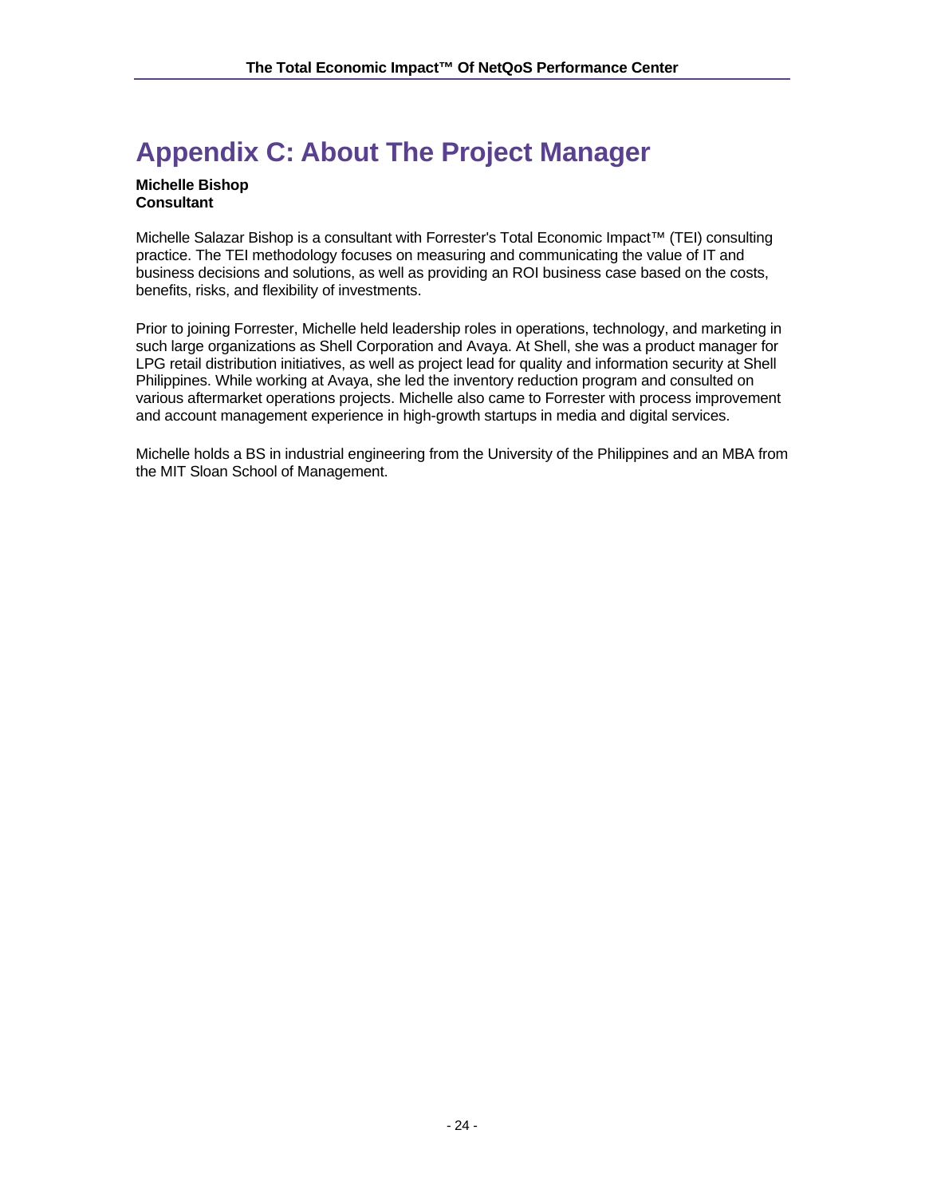# Appendix C: About The Project Manager

**Michelle Bishop**
**Consultant**

Michelle Salazar Bishop is a consultant with Forrester's Total Economic Impact™ (TEI) consulting practice. The TEI methodology focuses on measuring and communicating the value of IT and business decisions and solutions, as well as providing an ROI business case based on the costs, benefits, risks, and flexibility of investments.

Prior to joining Forrester, Michelle held leadership roles in operations, technology, and marketing in such large organizations as Shell Corporation and Avaya. At Shell, she was a product manager for LPG retail distribution initiatives, as well as project lead for quality and information security at Shell Philippines. While working at Avaya, she led the inventory reduction program and consulted on various aftermarket operations projects. Michelle also came to Forrester with process improvement and account management experience in high-growth startups in media and digital services.

Michelle holds a BS in industrial engineering from the University of the Philippines and an MBA from the MIT Sloan School of Management.